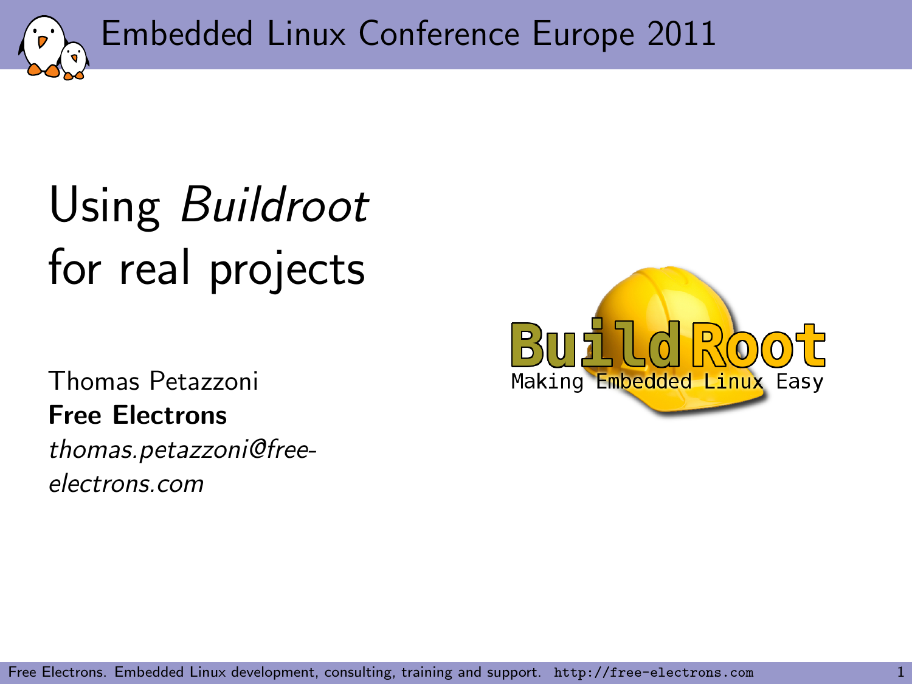# Using *Buildroot* for real projects

Thomas Petazzoni
**Free Electrons**
*thomas.petazzoni@free-electrons.com*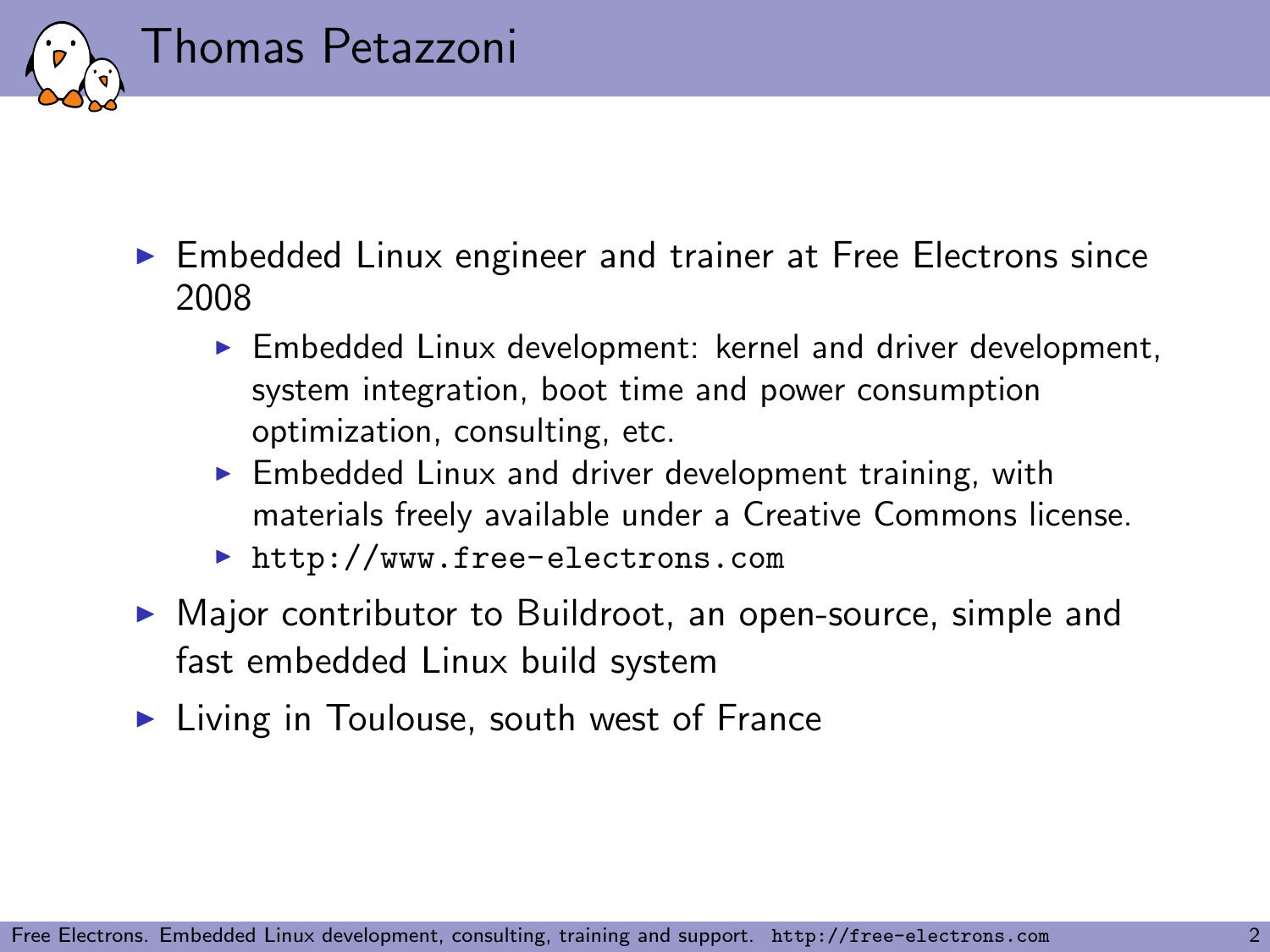# Thomas Petazzoni

- Embedded Linux engineer and trainer at Free Electrons since 2008
  - Embedded Linux development: kernel and driver development, system integration, boot time and power consumption optimization, consulting, etc.
  - Embedded Linux and driver development training, with materials freely available under a Creative Commons license.
  - `http://www.free-electrons.com`
- Major contributor to Buildroot, an open-source, simple and fast embedded Linux build system
- Living in Toulouse, south west of France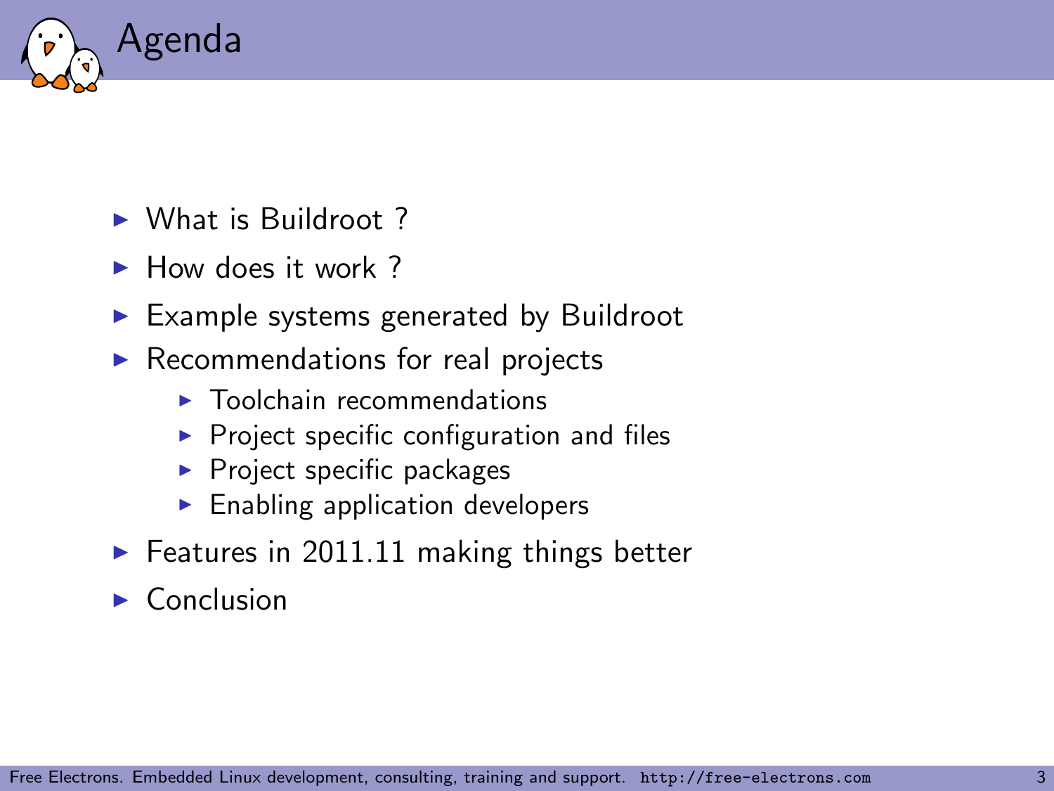# Agenda

- What is Buildroot ?
- How does it work ?
- Example systems generated by Buildroot
- Recommendations for real projects
  - Toolchain recommendations
  - Project specific configuration and files
  - Project specific packages
  - Enabling application developers
- Features in 2011.11 making things better
- Conclusion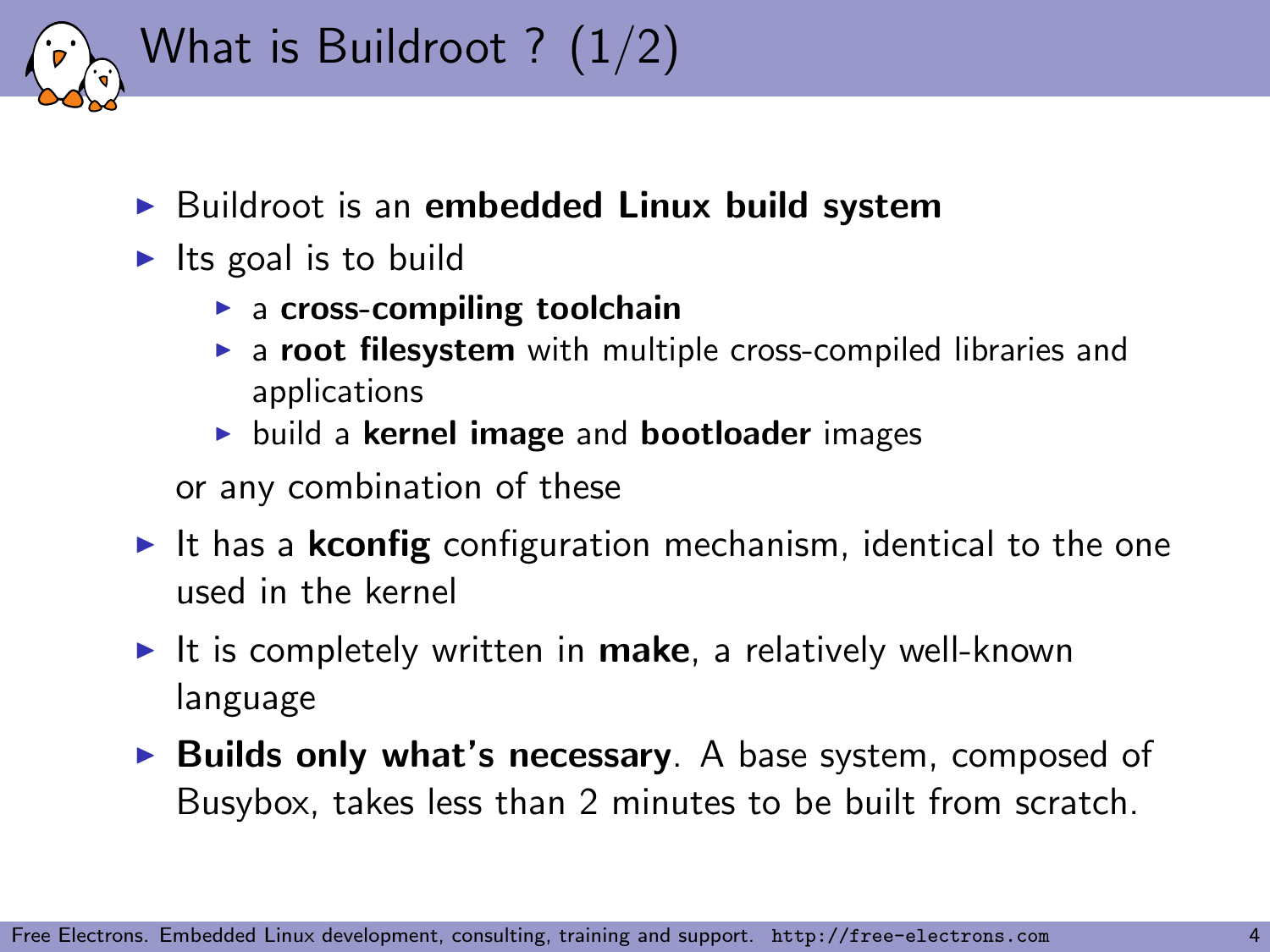# What is Buildroot ? (1/2)

- Buildroot is an **embedded Linux build system**
- Its goal is to build
  - a **cross-compiling toolchain**
  - a **root filesystem** with multiple cross-compiled libraries and applications
  - build a **kernel image** and **bootloader** images

  or any combination of these
- It has a **kconfig** configuration mechanism, identical to the one used in the kernel
- It is completely written in **make**, a relatively well-known language
- **Builds only what's necessary**. A base system, composed of Busybox, takes less than 2 minutes to be built from scratch.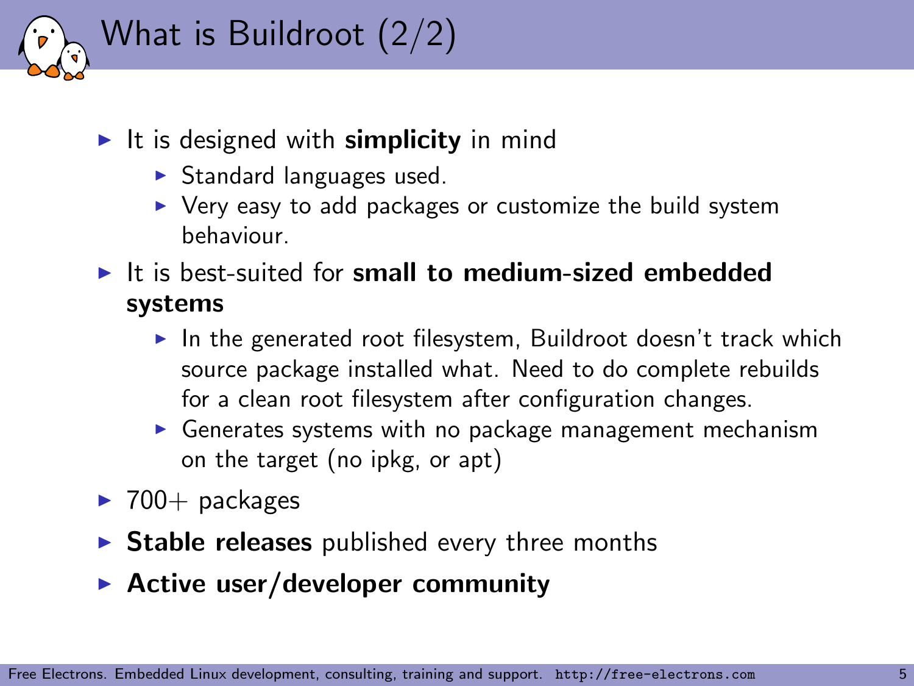# What is Buildroot (2/2)

- It is designed with **simplicity** in mind
  - Standard languages used.
  - Very easy to add packages or customize the build system behaviour.
- It is best-suited for **small to medium-sized embedded systems**
  - In the generated root filesystem, Buildroot doesn't track which source package installed what. Need to do complete rebuilds for a clean root filesystem after configuration changes.
  - Generates systems with no package management mechanism on the target (no ipkg, or apt)
- 700+ packages
- **Stable releases** published every three months
- **Active user/developer community**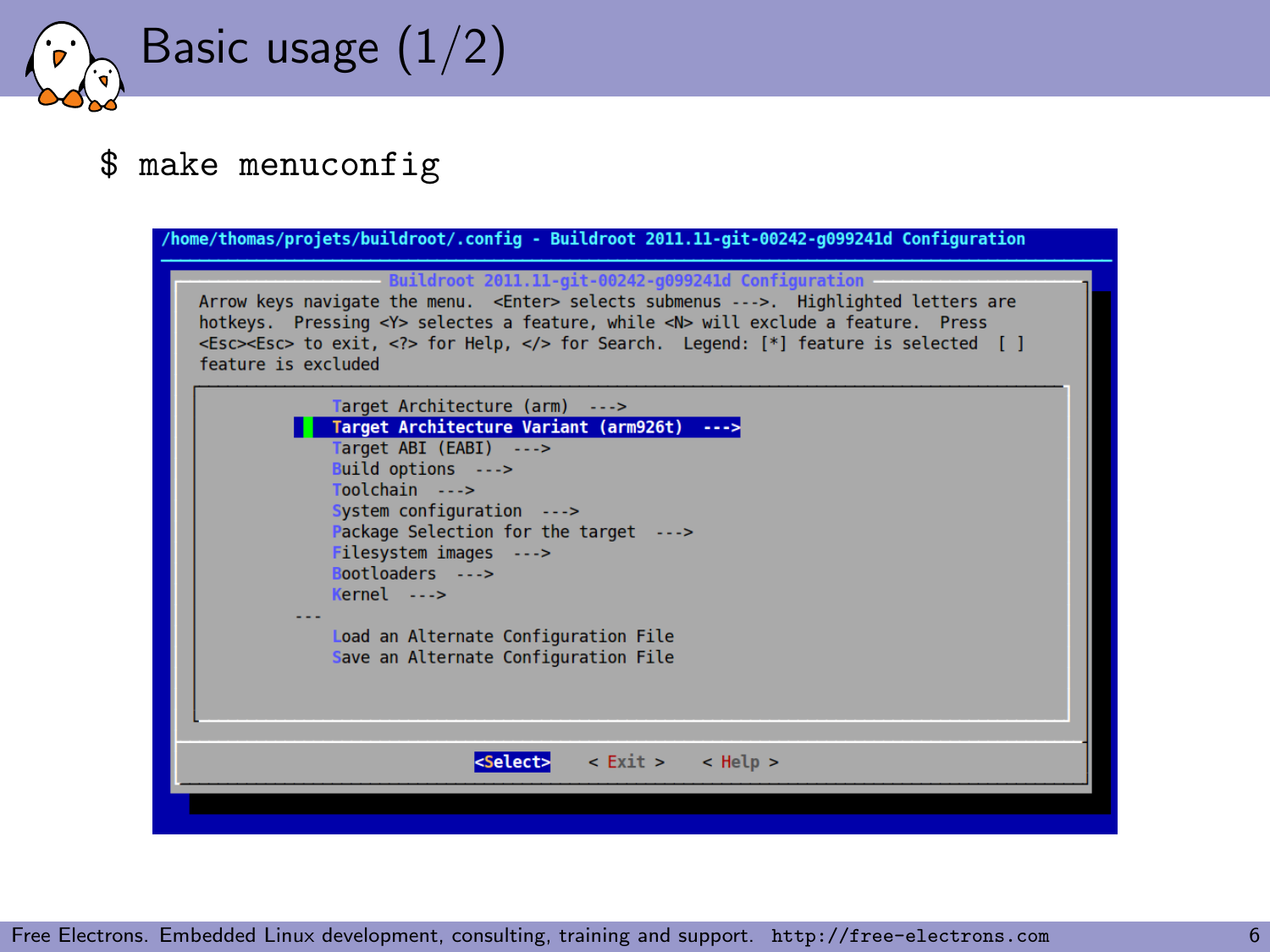# Basic usage (1/2)

```
$ make menuconfig
```

```
/home/thomas/projets/buildroot/.config - Buildroot 2011.11-git-00242-g099241d Configuration

                Buildroot 2011.11-git-00242-g099241d Configuration
  Arrow keys navigate the menu.  <Enter> selects submenus --->.  Highlighted letters are
  hotkeys.  Pressing <Y> selectes a feature, while <N> will exclude a feature.  Press
  <Esc><Esc> to exit, <?> for Help, </> for Search.  Legend: [*] feature is selected  [ ]
  feature is excluded

              Target Architecture (arm)  --->
              Target Architecture Variant (arm926t)  --->
              Target ABI (EABI)  --->
              Build options  --->
              Toolchain  --->
              System configuration  --->
              Package Selection for the target  --->
              Filesystem images  --->
              Bootloaders  --->
              Kernel  --->
          ---
              Load an Alternate Configuration File
              Save an Alternate Configuration File

                       <Select>    < Exit >    < Help >
```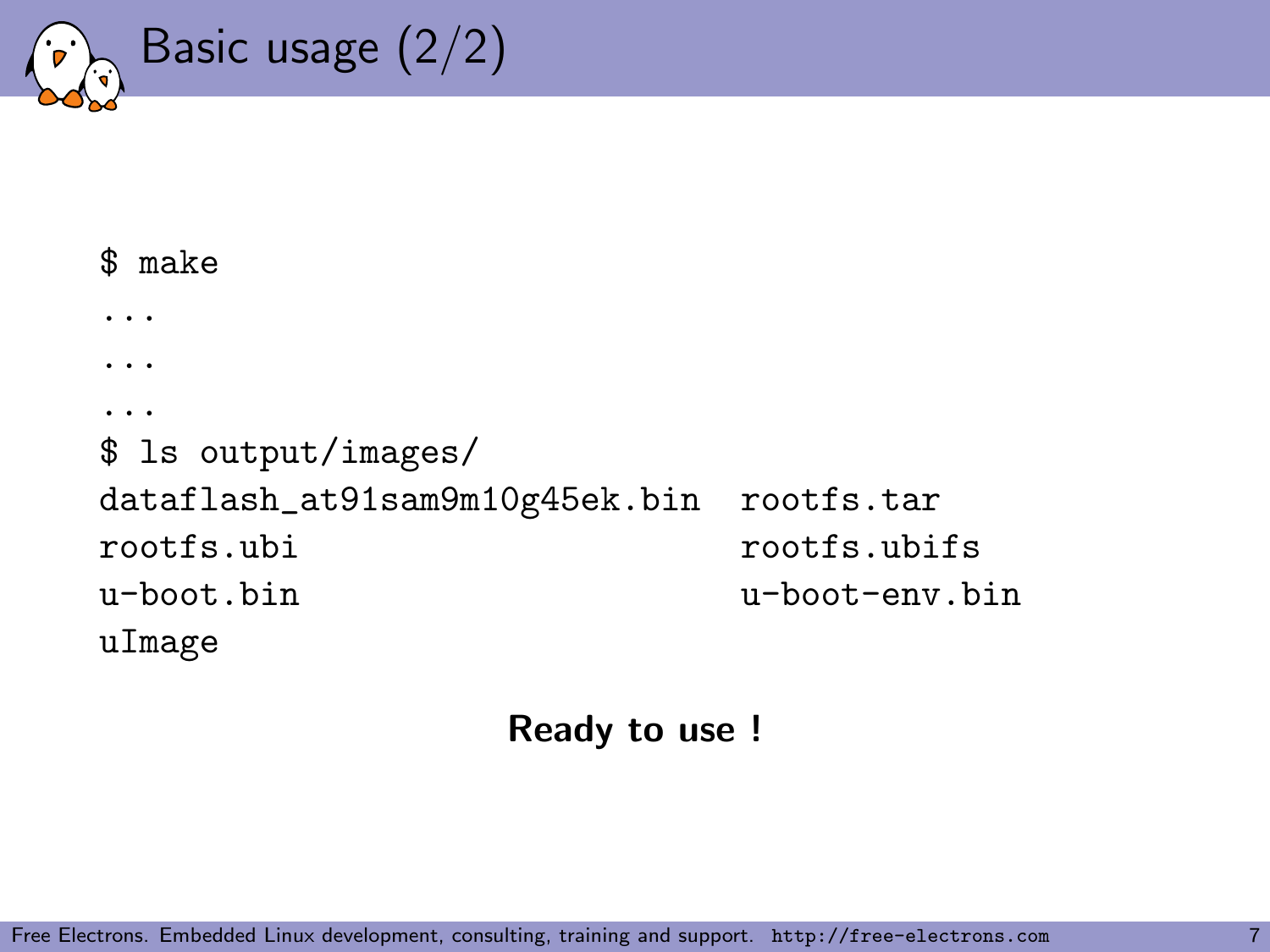# Basic usage (2/2)

```
$ make
...
...
...
$ ls output/images/
dataflash_at91sam9m10g45ek.bin  rootfs.tar
rootfs.ubi                      rootfs.ubifs
u-boot.bin                      u-boot-env.bin
uImage
```

**Ready to use !**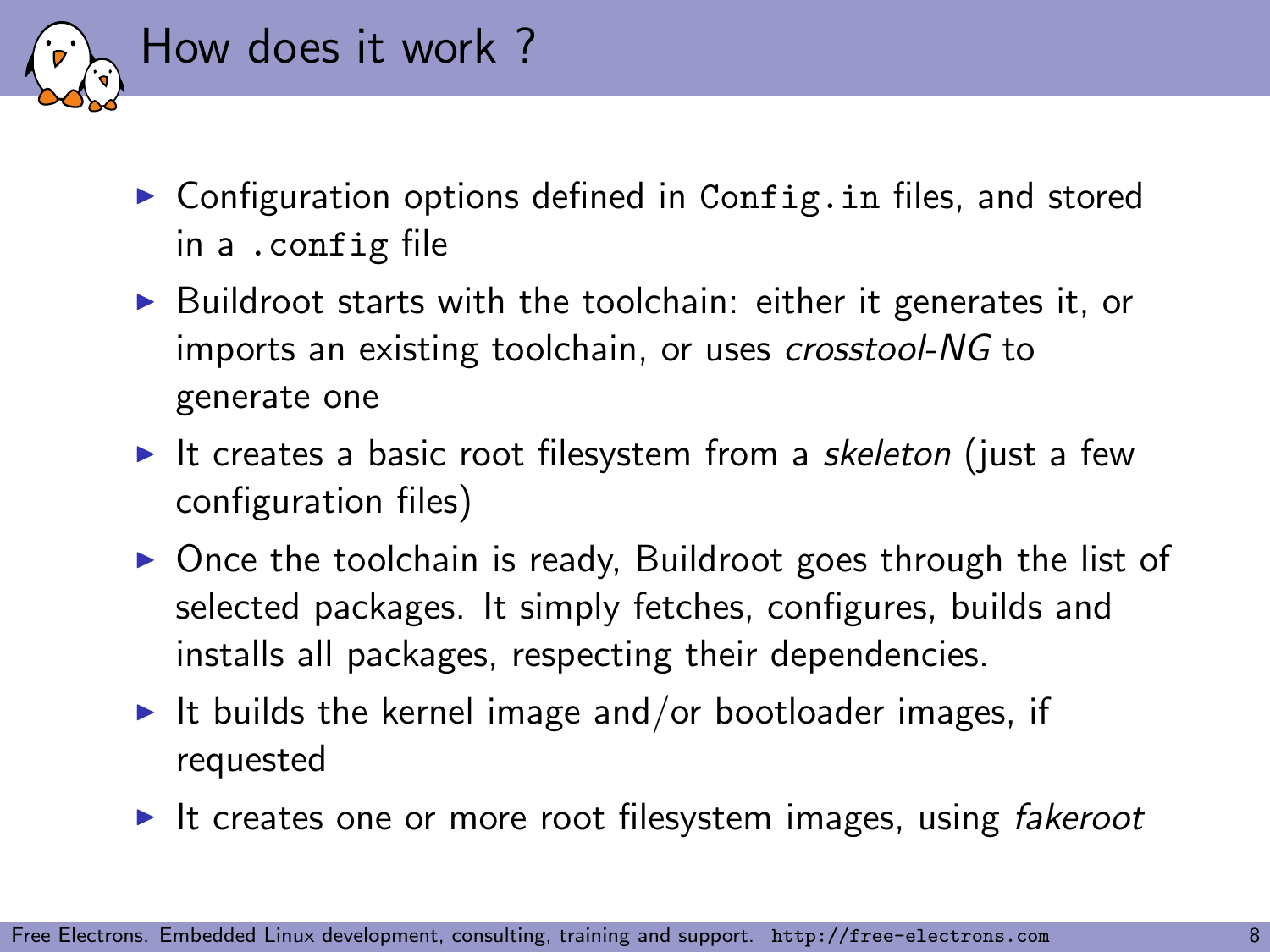# How does it work ?

- Configuration options defined in `Config.in` files, and stored in a `.config` file
- Buildroot starts with the toolchain: either it generates it, or imports an existing toolchain, or uses *crosstool-NG* to generate one
- It creates a basic root filesystem from a *skeleton* (just a few configuration files)
- Once the toolchain is ready, Buildroot goes through the list of selected packages. It simply fetches, configures, builds and installs all packages, respecting their dependencies.
- It builds the kernel image and/or bootloader images, if requested
- It creates one or more root filesystem images, using *fakeroot*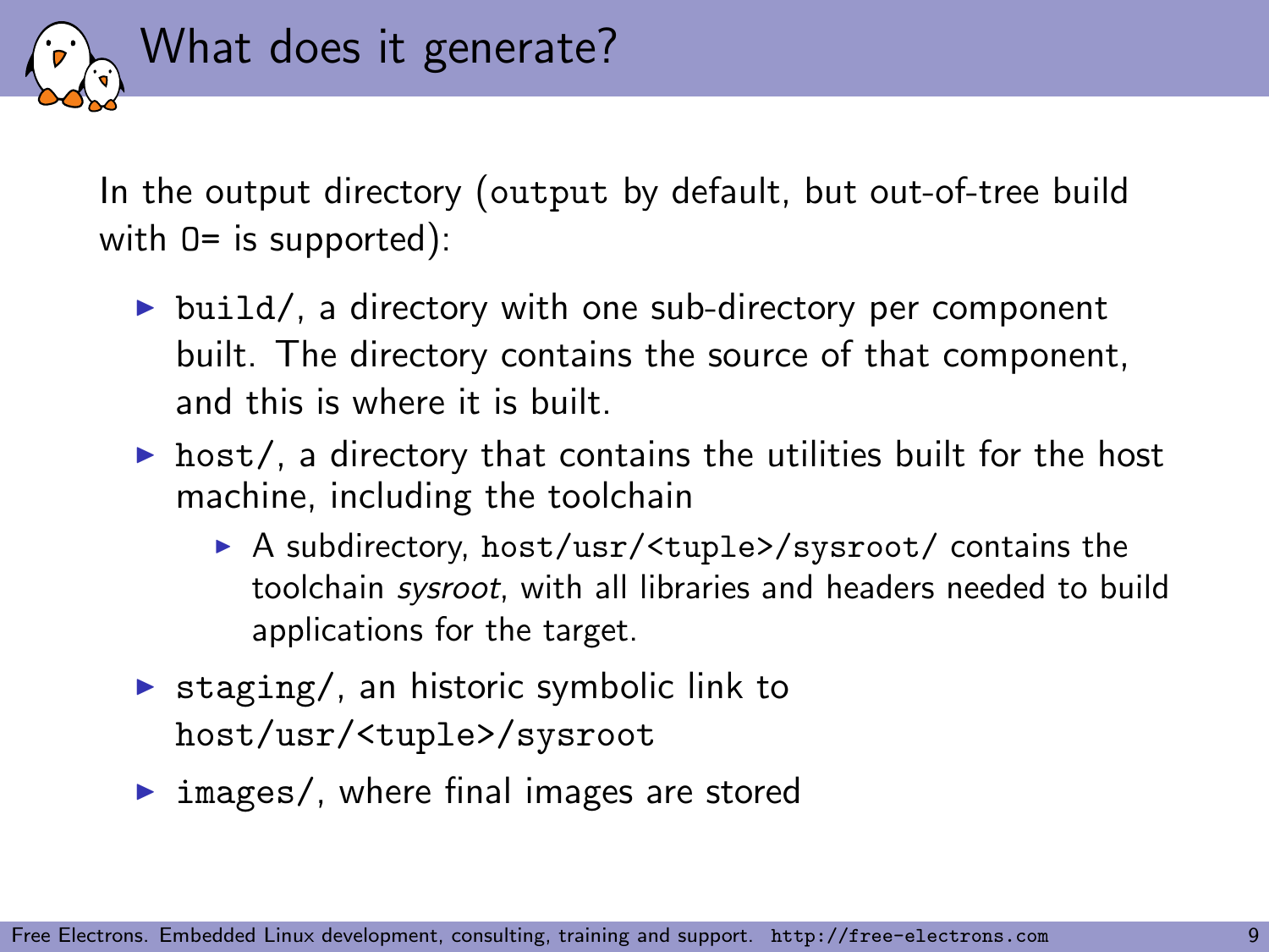# What does it generate?

In the output directory (`output` by default, but out-of-tree build with `O=` is supported):

- `build/`, a directory with one sub-directory per component built. The directory contains the source of that component, and this is where it is built.
- `host/`, a directory that contains the utilities built for the host machine, including the toolchain
  - A subdirectory, `host/usr/<tuple>/sysroot/` contains the toolchain *sysroot*, with all libraries and headers needed to build applications for the target.
- `staging/`, an historic symbolic link to `host/usr/<tuple>/sysroot`
- `images/`, where final images are stored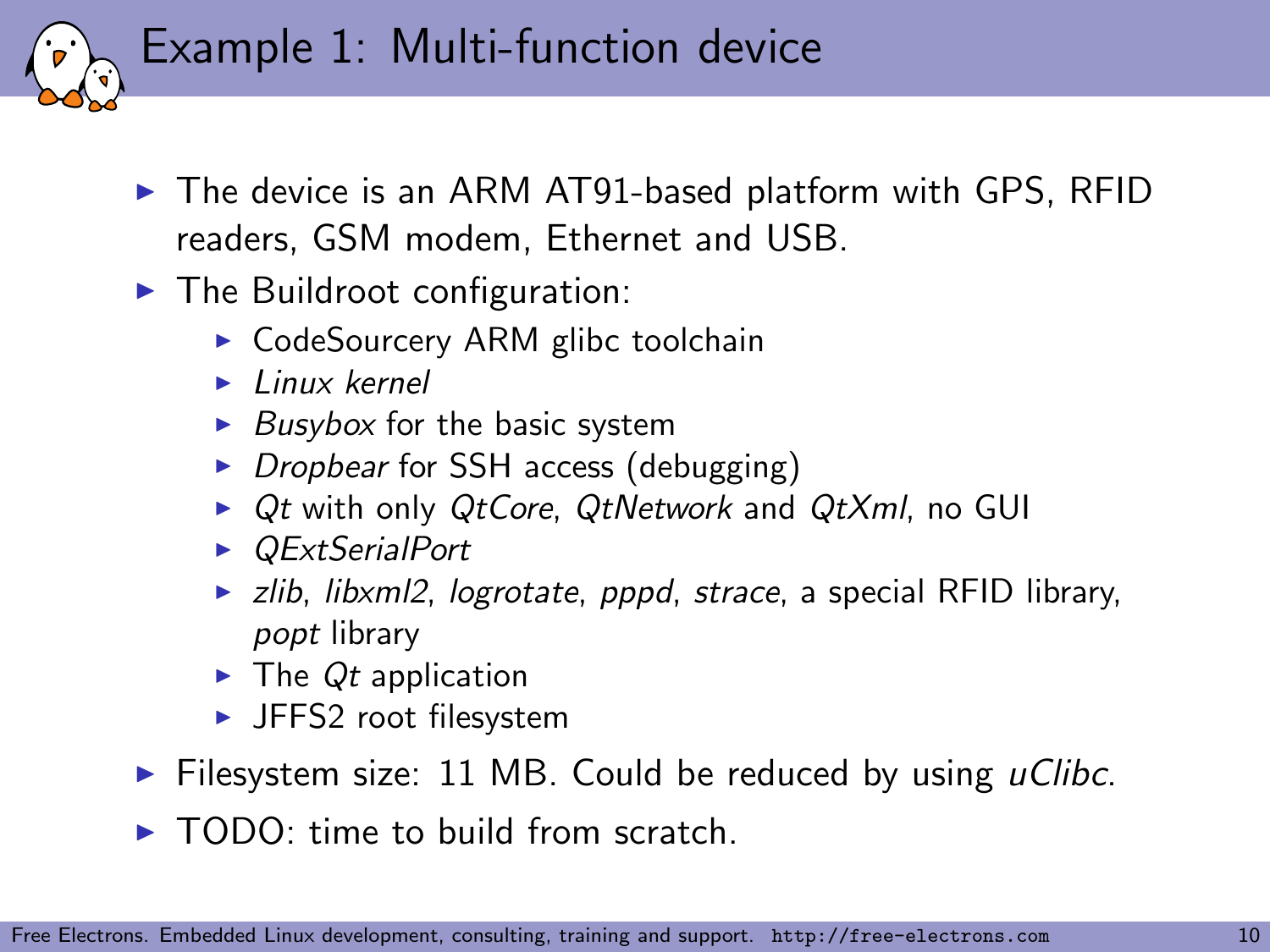# Example 1: Multi-function device

- The device is an ARM AT91-based platform with GPS, RFID readers, GSM modem, Ethernet and USB.
- The Buildroot configuration:
  - CodeSourcery ARM glibc toolchain
  - *Linux kernel*
  - *Busybox* for the basic system
  - *Dropbear* for SSH access (debugging)
  - *Qt* with only *QtCore*, *QtNetwork* and *QtXml*, no GUI
  - *QExtSerialPort*
  - *zlib*, *libxml2*, *logrotate*, *pppd*, *strace*, a special RFID library, *popt* library
  - The *Qt* application
  - JFFS2 root filesystem
- Filesystem size: 11 MB. Could be reduced by using *uClibc*.
- TODO: time to build from scratch.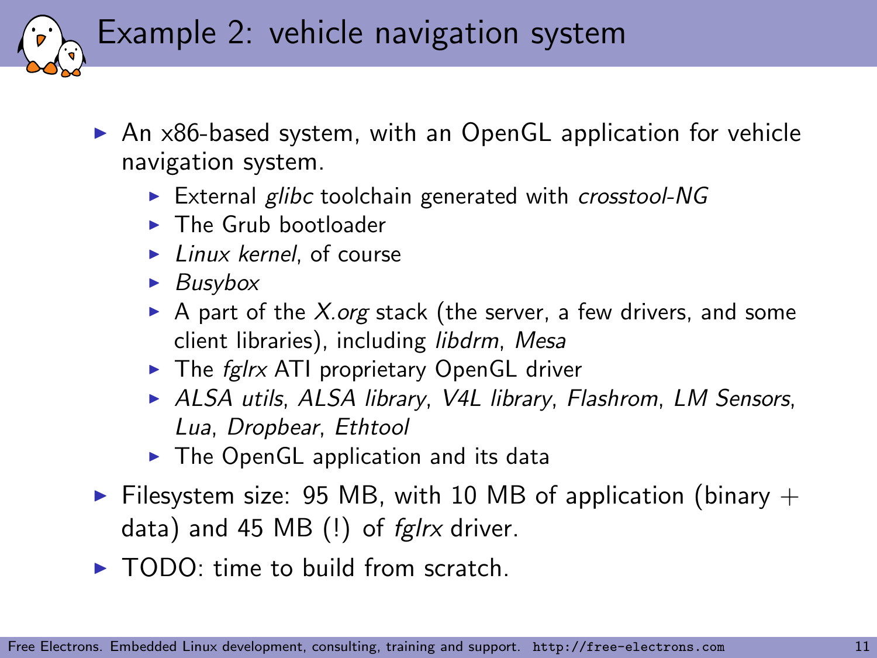# Example 2: vehicle navigation system

- An x86-based system, with an OpenGL application for vehicle navigation system.
  - External *glibc* toolchain generated with *crosstool-NG*
  - The Grub bootloader
  - *Linux kernel*, of course
  - *Busybox*
  - A part of the *X.org* stack (the server, a few drivers, and some client libraries), including *libdrm*, *Mesa*
  - The *fglrx* ATI proprietary OpenGL driver
  - *ALSA utils*, *ALSA library*, *V4L library*, *Flashrom*, *LM Sensors*, *Lua*, *Dropbear*, *Ethtool*
  - The OpenGL application and its data
- Filesystem size: 95 MB, with 10 MB of application (binary + data) and 45 MB (!) of *fglrx* driver.
- TODO: time to build from scratch.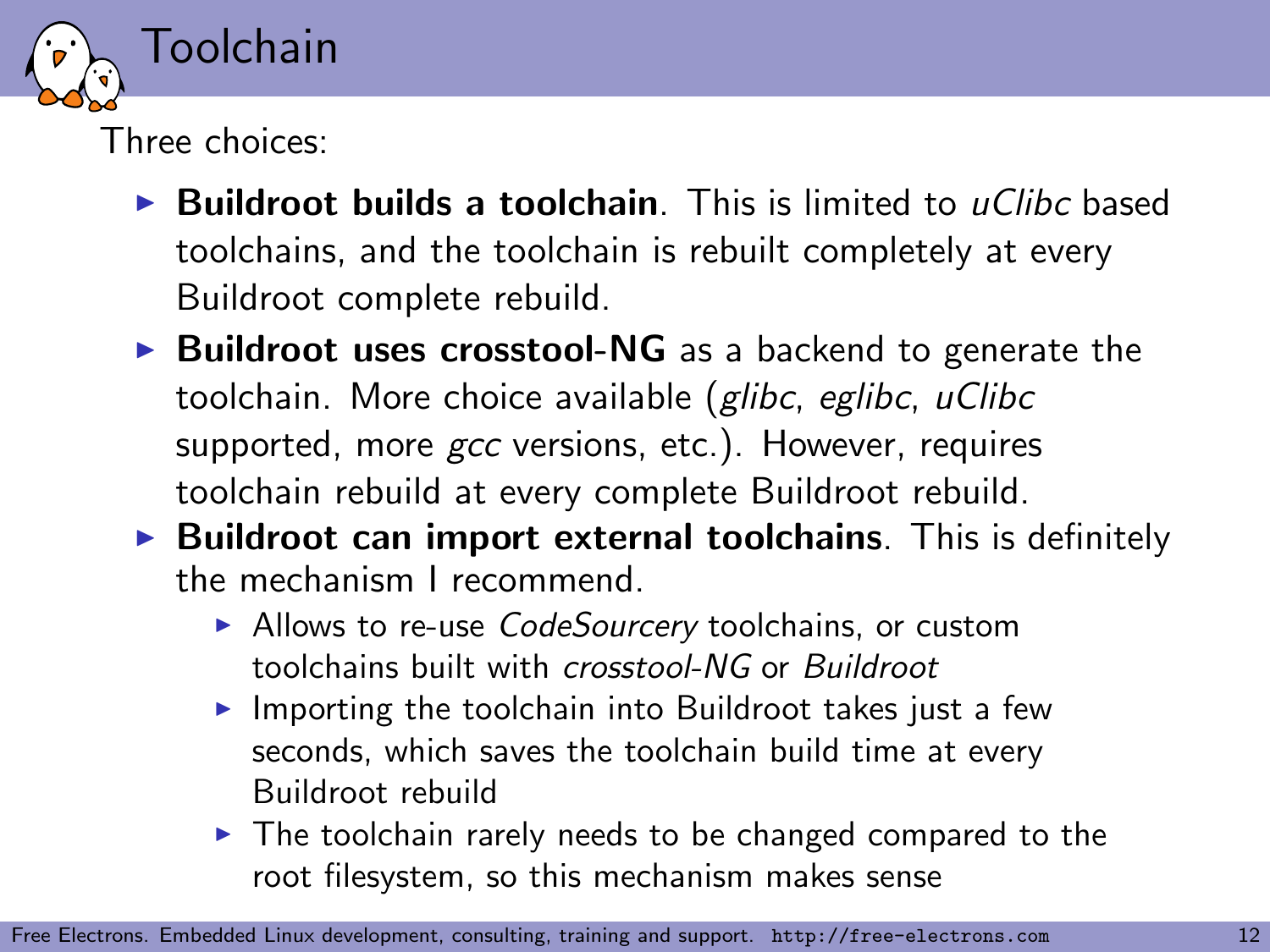# Toolchain

Three choices:

- **Buildroot builds a toolchain**. This is limited to *uClibc* based toolchains, and the toolchain is rebuilt completely at every Buildroot complete rebuild.
- **Buildroot uses crosstool-NG** as a backend to generate the toolchain. More choice available (*glibc*, *eglibc*, *uClibc* supported, more *gcc* versions, etc.). However, requires toolchain rebuild at every complete Buildroot rebuild.
- **Buildroot can import external toolchains**. This is definitely the mechanism I recommend.
  - Allows to re-use *CodeSourcery* toolchains, or custom toolchains built with *crosstool-NG* or *Buildroot*
  - Importing the toolchain into Buildroot takes just a few seconds, which saves the toolchain build time at every Buildroot rebuild
  - The toolchain rarely needs to be changed compared to the root filesystem, so this mechanism makes sense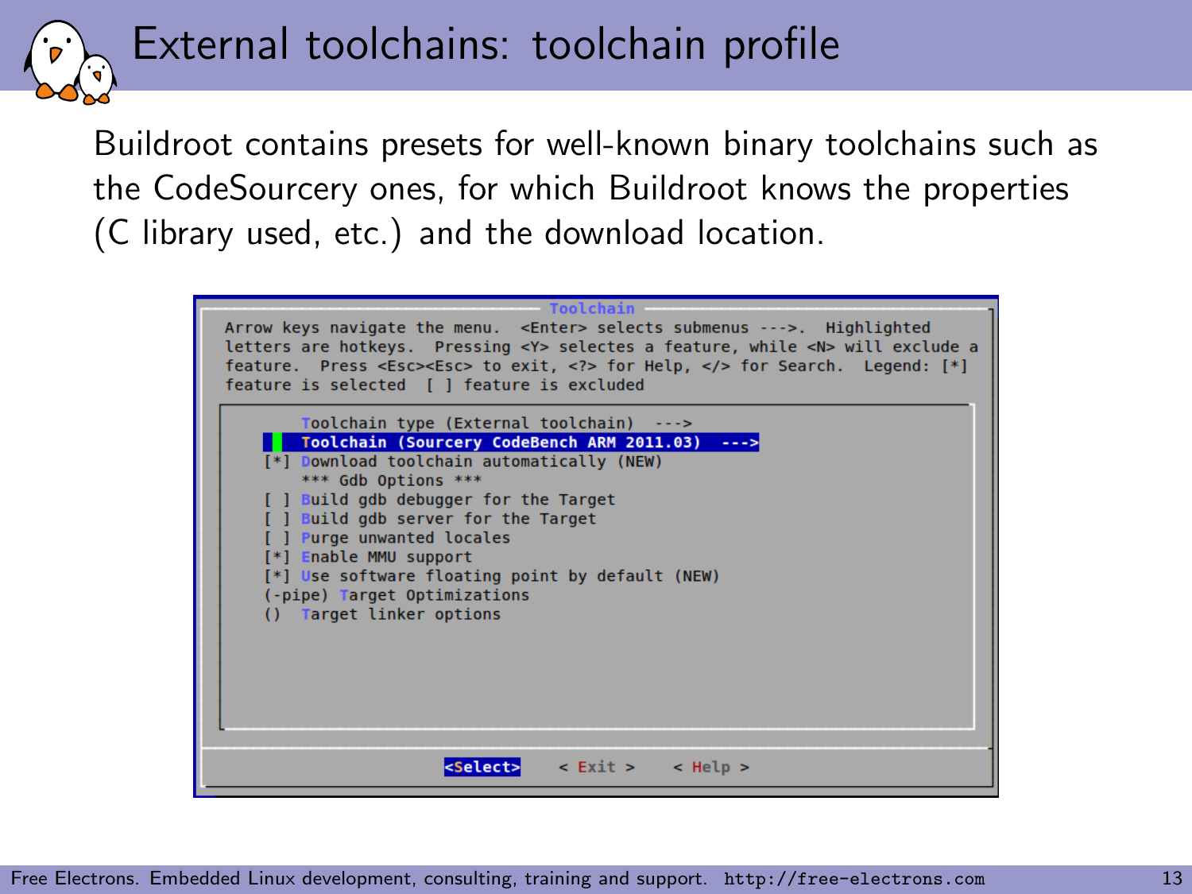# External toolchains: toolchain profile

Buildroot contains presets for well-known binary toolchains such as the CodeSourcery ones, for which Buildroot knows the properties (C library used, etc.) and the download location.

```
                              Toolchain
 Arrow keys navigate the menu.  <Enter> selects submenus --->.  Highlighted
 letters are hotkeys.  Pressing <Y> selectes a feature, while <N> will exclude a
 feature.  Press <Esc><Esc> to exit, <?> for Help, </> for Search.  Legend: [*]
 feature is selected  [ ] feature is excluded

        Toolchain type (External toolchain)  --->
        Toolchain (Sourcery CodeBench ARM 2011.03)  --->
    [*] Download toolchain automatically (NEW)
        *** Gdb Options ***
    [ ] Build gdb debugger for the Target
    [ ] Build gdb server for the Target
    [ ] Purge unwanted locales
    [*] Enable MMU support
    [*] Use software floating point by default (NEW)
    (-pipe) Target Optimizations
    ()  Target linker options

                  <Select>    < Exit >    < Help >
```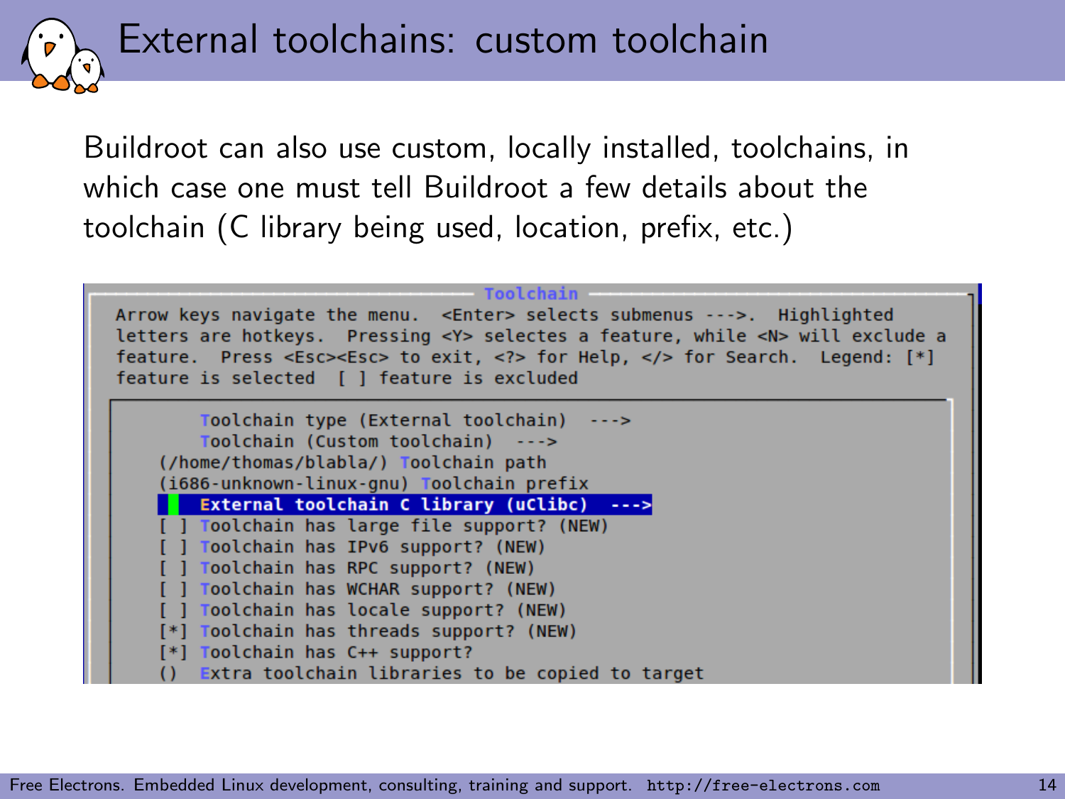# External toolchains: custom toolchain

Buildroot can also use custom, locally installed, toolchains, in which case one must tell Buildroot a few details about the toolchain (C library being used, location, prefix, etc.)

```
                              Toolchain
 Arrow keys navigate the menu.  <Enter> selects submenus --->.  Highlighted
 letters are hotkeys.  Pressing <Y> selectes a feature, while <N> will exclude a
 feature.  Press <Esc><Esc> to exit, <?> for Help, </> for Search.  Legend: [*]
 feature is selected  [ ] feature is excluded

         Toolchain type (External toolchain)  --->
         Toolchain (Custom toolchain)  --->
     (/home/thomas/blabla/) Toolchain path
     (i686-unknown-linux-gnu) Toolchain prefix
         External toolchain C library (uClibc)  --->
     [ ] Toolchain has large file support? (NEW)
     [ ] Toolchain has IPv6 support? (NEW)
     [ ] Toolchain has RPC support? (NEW)
     [ ] Toolchain has WCHAR support? (NEW)
     [ ] Toolchain has locale support? (NEW)
     [*] Toolchain has threads support? (NEW)
     [*] Toolchain has C++ support?
     ()  Extra toolchain libraries to be copied to target
```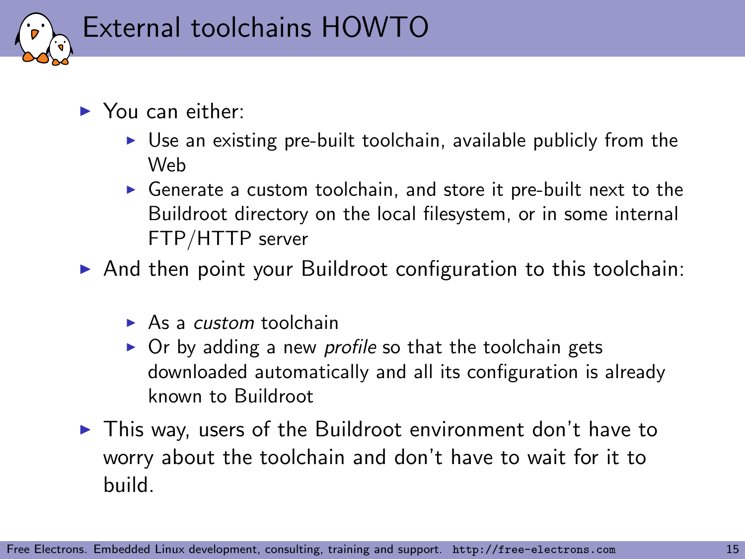# External toolchains HOWTO

- You can either:
  - Use an existing pre-built toolchain, available publicly from the Web
  - Generate a custom toolchain, and store it pre-built next to the Buildroot directory on the local filesystem, or in some internal FTP/HTTP server
- And then point your Buildroot configuration to this toolchain:
  - As a *custom* toolchain
  - Or by adding a new *profile* so that the toolchain gets downloaded automatically and all its configuration is already known to Buildroot
- This way, users of the Buildroot environment don't have to worry about the toolchain and don't have to wait for it to build.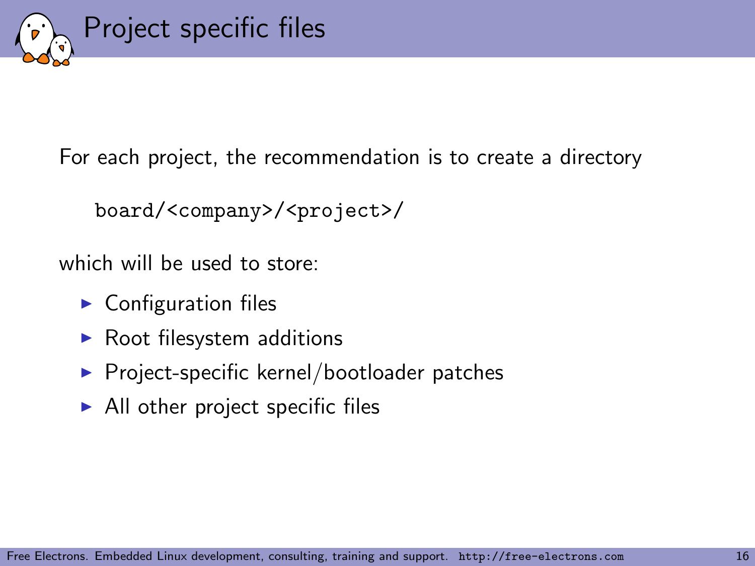# Project specific files

For each project, the recommendation is to create a directory

```
board/<company>/<project>/
```

which will be used to store:

- Configuration files
- Root filesystem additions
- Project-specific kernel/bootloader patches
- All other project specific files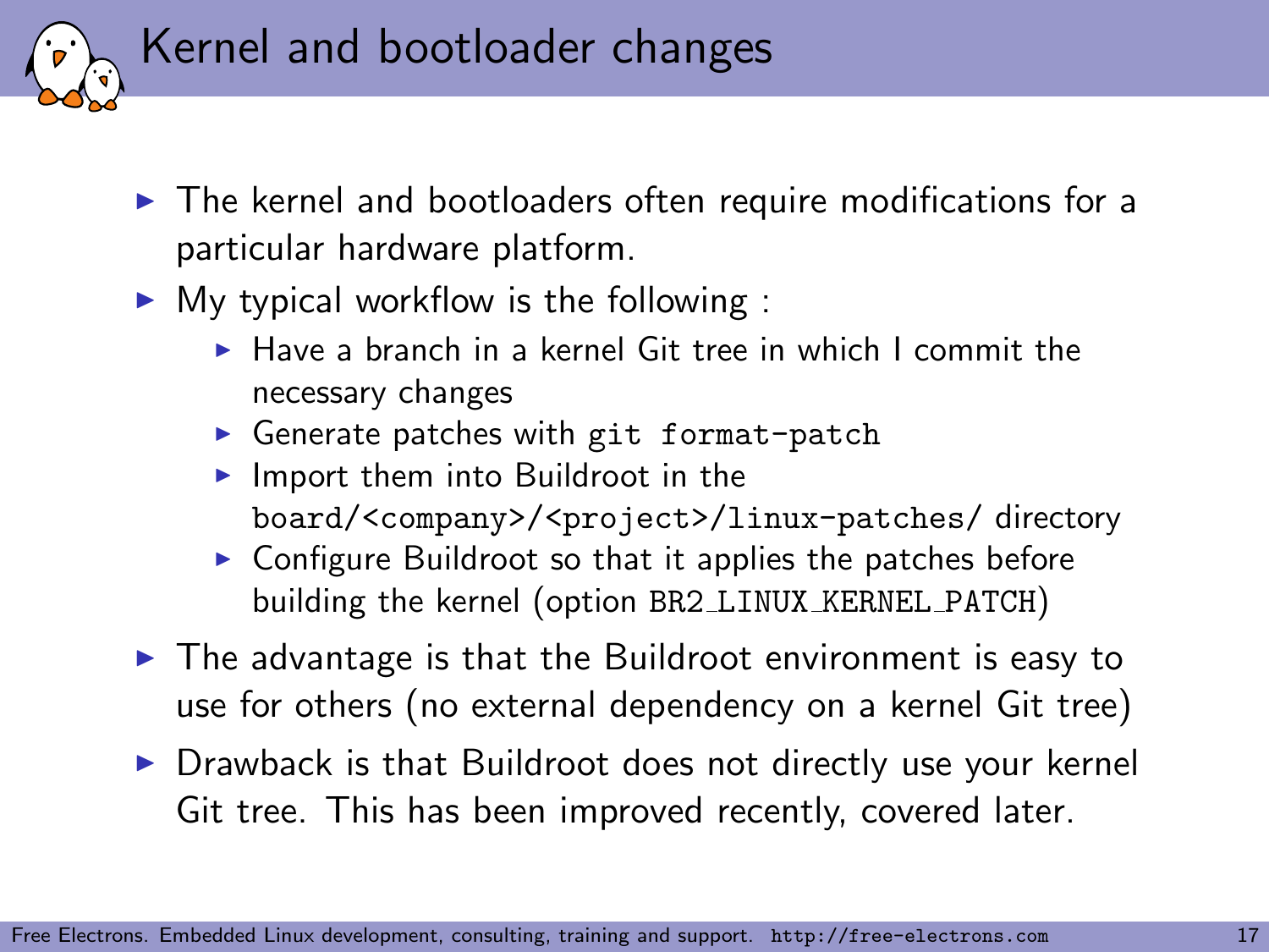# Kernel and bootloader changes

- The kernel and bootloaders often require modifications for a particular hardware platform.
- My typical workflow is the following :
  - Have a branch in a kernel Git tree in which I commit the necessary changes
  - Generate patches with `git format-patch`
  - Import them into Buildroot in the `board/<company>/<project>/linux-patches/` directory
  - Configure Buildroot so that it applies the patches before building the kernel (option `BR2_LINUX_KERNEL_PATCH`)
- The advantage is that the Buildroot environment is easy to use for others (no external dependency on a kernel Git tree)
- Drawback is that Buildroot does not directly use your kernel Git tree. This has been improved recently, covered later.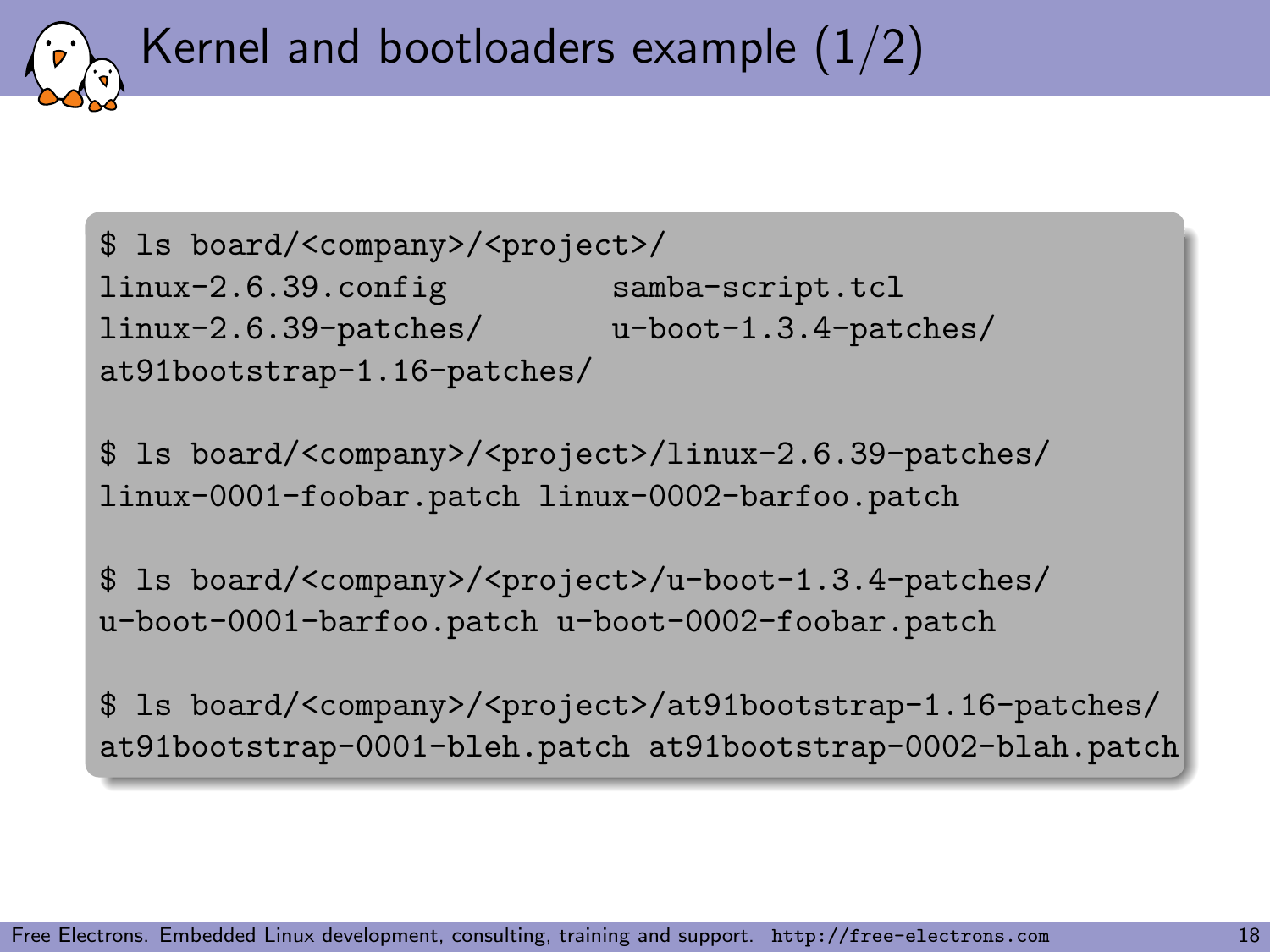# Kernel and bootloaders example (1/2)

```
$ ls board/<company>/<project>/
linux-2.6.39.config          samba-script.tcl
linux-2.6.39-patches/        u-boot-1.3.4-patches/
at91bootstrap-1.16-patches/

$ ls board/<company>/<project>/linux-2.6.39-patches/
linux-0001-foobar.patch linux-0002-barfoo.patch

$ ls board/<company>/<project>/u-boot-1.3.4-patches/
u-boot-0001-barfoo.patch u-boot-0002-foobar.patch

$ ls board/<company>/<project>/at91bootstrap-1.16-patches/
at91bootstrap-0001-bleh.patch at91bootstrap-0002-blah.patch
```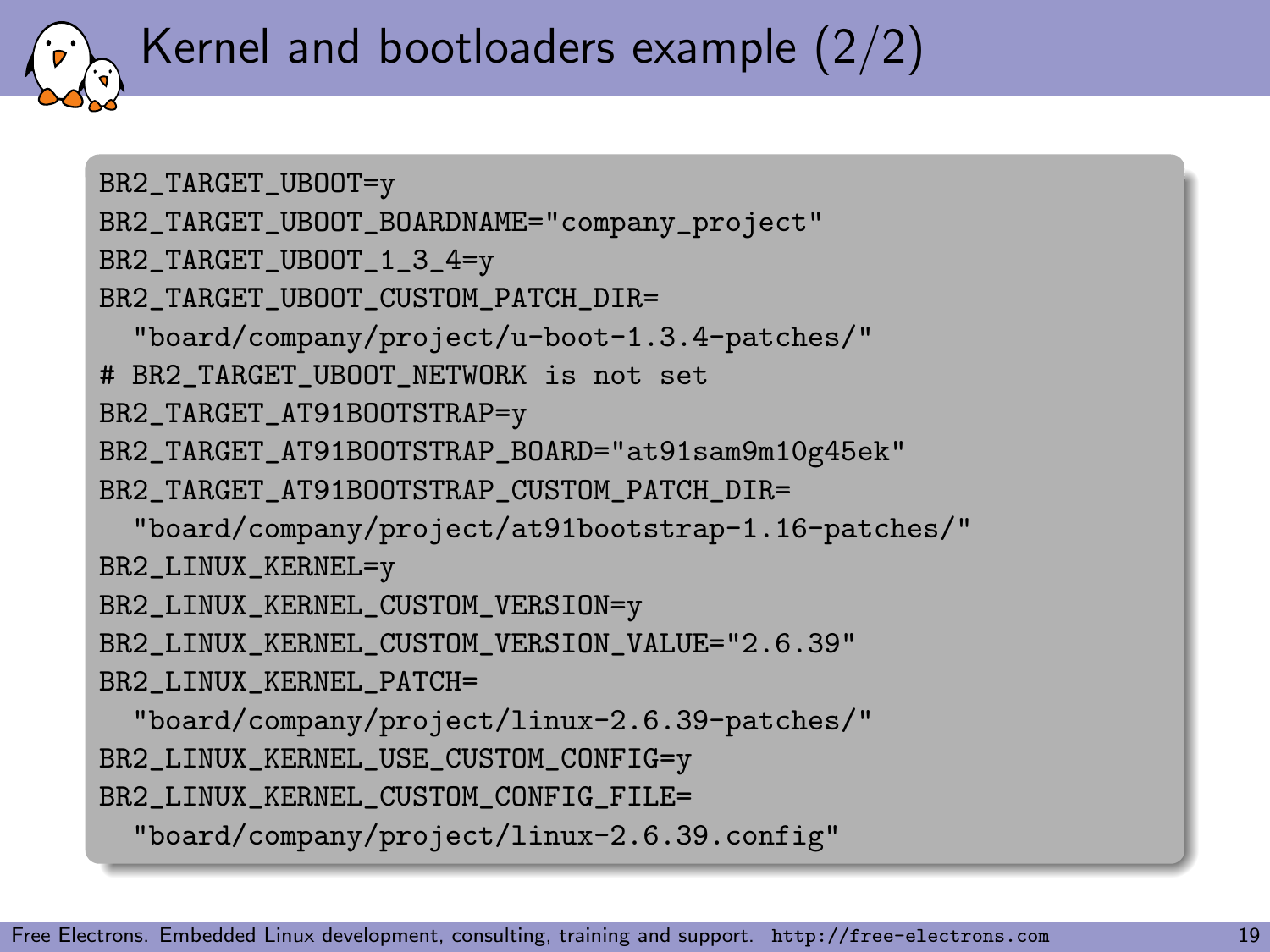# Kernel and bootloaders example (2/2)

```
BR2_TARGET_UBOOT=y
BR2_TARGET_UBOOT_BOARDNAME="company_project"
BR2_TARGET_UBOOT_1_3_4=y
BR2_TARGET_UBOOT_CUSTOM_PATCH_DIR=
  "board/company/project/u-boot-1.3.4-patches/"
# BR2_TARGET_UBOOT_NETWORK is not set
BR2_TARGET_AT91BOOTSTRAP=y
BR2_TARGET_AT91BOOTSTRAP_BOARD="at91sam9m10g45ek"
BR2_TARGET_AT91BOOTSTRAP_CUSTOM_PATCH_DIR=
  "board/company/project/at91bootstrap-1.16-patches/"
BR2_LINUX_KERNEL=y
BR2_LINUX_KERNEL_CUSTOM_VERSION=y
BR2_LINUX_KERNEL_CUSTOM_VERSION_VALUE="2.6.39"
BR2_LINUX_KERNEL_PATCH=
  "board/company/project/linux-2.6.39-patches/"
BR2_LINUX_KERNEL_USE_CUSTOM_CONFIG=y
BR2_LINUX_KERNEL_CUSTOM_CONFIG_FILE=
  "board/company/project/linux-2.6.39.config"
```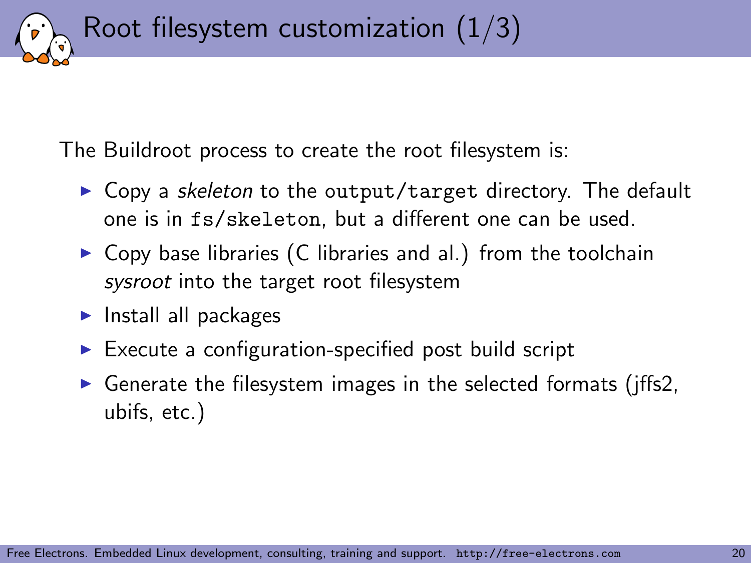# Root filesystem customization (1/3)

The Buildroot process to create the root filesystem is:

- Copy a *skeleton* to the `output/target` directory. The default one is in `fs/skeleton`, but a different one can be used.
- Copy base libraries (C libraries and al.) from the toolchain *sysroot* into the target root filesystem
- Install all packages
- Execute a configuration-specified post build script
- Generate the filesystem images in the selected formats (jffs2, ubifs, etc.)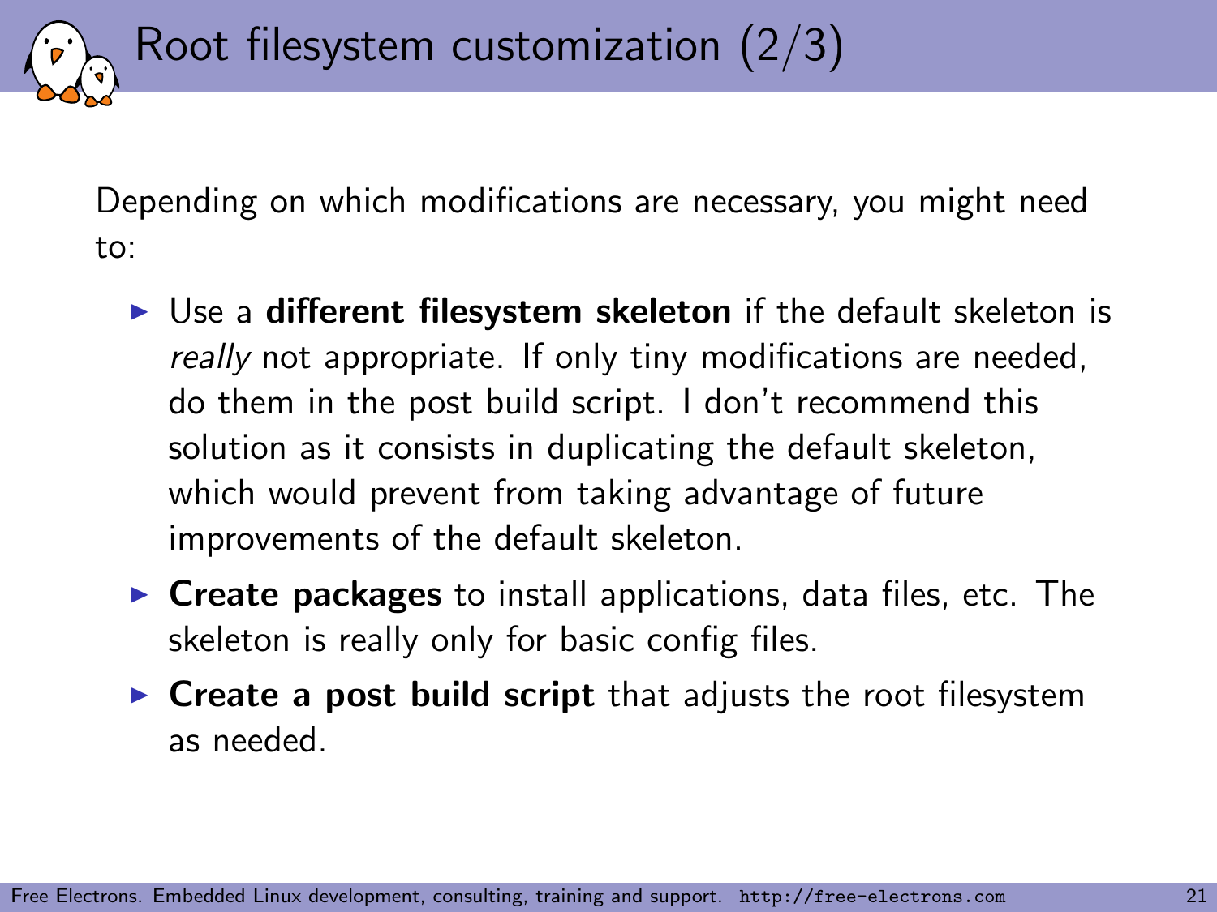# Root filesystem customization (2/3)

Depending on which modifications are necessary, you might need to:

- Use a **different filesystem skeleton** if the default skeleton is *really* not appropriate. If only tiny modifications are needed, do them in the post build script. I don't recommend this solution as it consists in duplicating the default skeleton, which would prevent from taking advantage of future improvements of the default skeleton.
- **Create packages** to install applications, data files, etc. The skeleton is really only for basic config files.
- **Create a post build script** that adjusts the root filesystem as needed.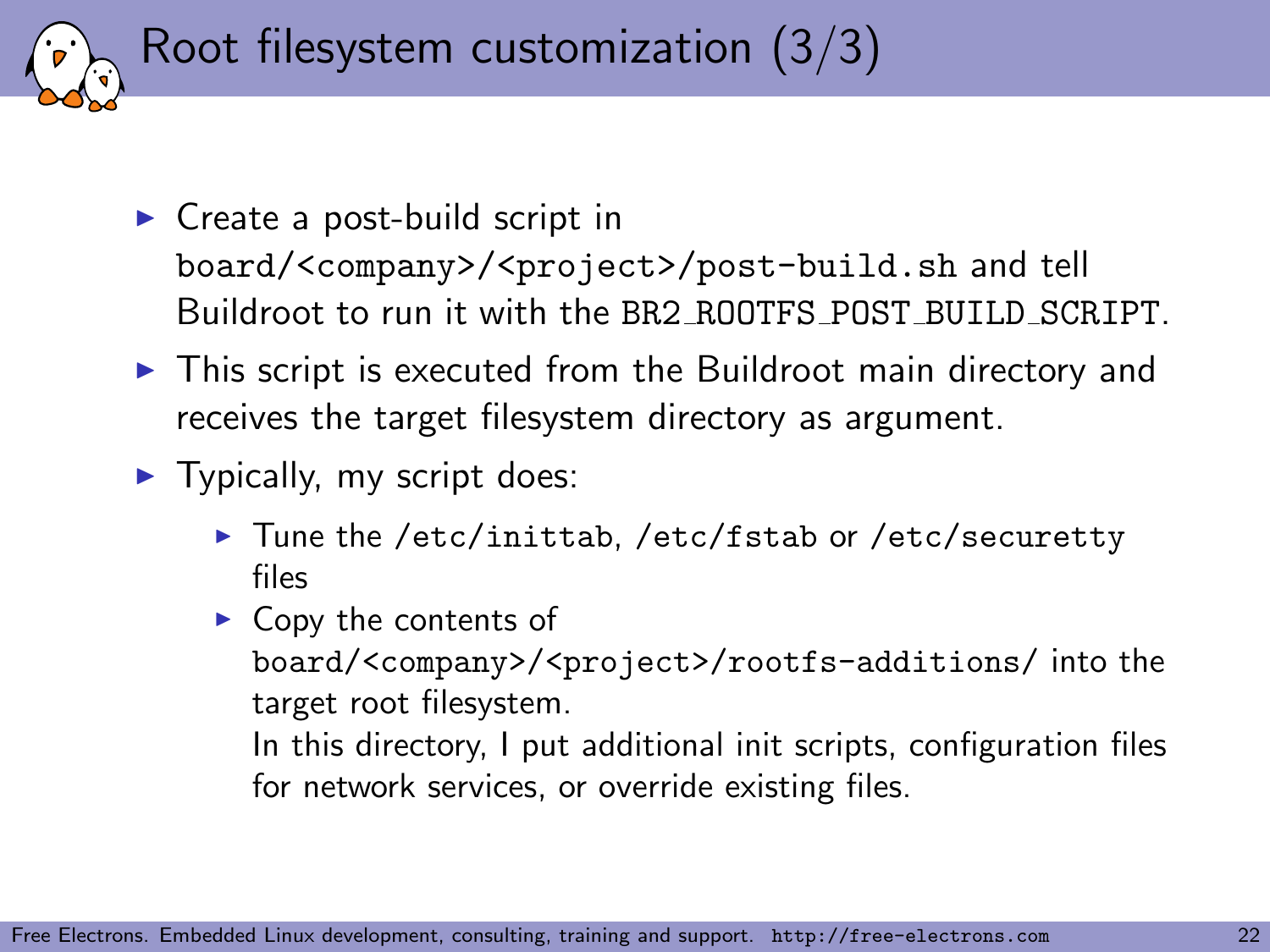# Root filesystem customization (3/3)

- Create a post-build script in `board/<company>/<project>/post-build.sh` and tell Buildroot to run it with the `BR2_ROOTFS_POST_BUILD_SCRIPT`.
- This script is executed from the Buildroot main directory and receives the target filesystem directory as argument.
- Typically, my script does:
  - Tune the `/etc/inittab`, `/etc/fstab` or `/etc/securetty` files
  - Copy the contents of `board/<company>/<project>/rootfs-additions/` into the target root filesystem.

    In this directory, I put additional init scripts, configuration files for network services, or override existing files.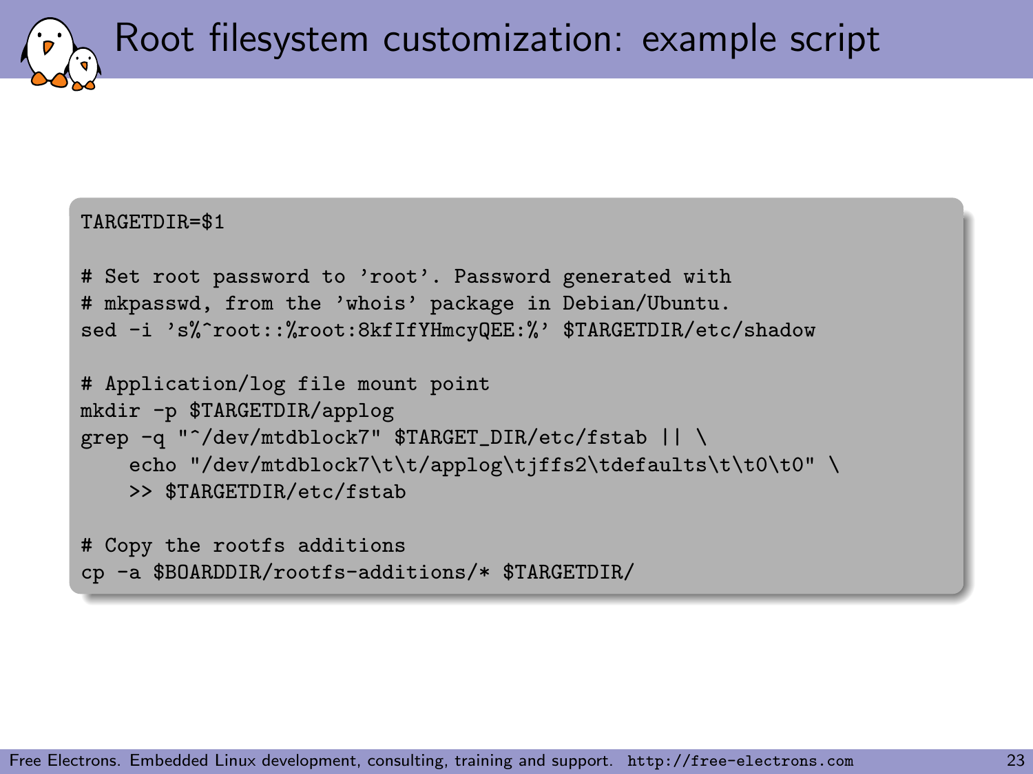# Root filesystem customization: example script

```
TARGETDIR=$1

# Set root password to 'root'. Password generated with
# mkpasswd, from the 'whois' package in Debian/Ubuntu.
sed -i 's%^root::%root:8kfIfYHmcyQEE:%' $TARGETDIR/etc/shadow

# Application/log file mount point
mkdir -p $TARGETDIR/applog
grep -q "^/dev/mtdblock7" $TARGET_DIR/etc/fstab || \
    echo "/dev/mtdblock7\t\t/applog\tjffs2\tdefaults\t\t0\t0" \
    >> $TARGETDIR/etc/fstab

# Copy the rootfs additions
cp -a $BOARDDIR/rootfs-additions/* $TARGETDIR/
```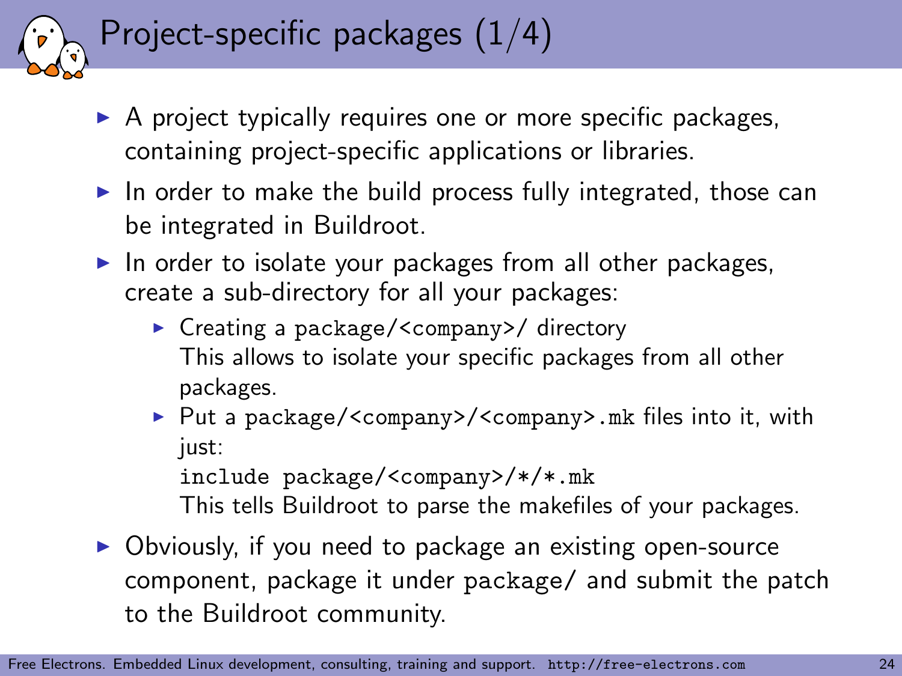# Project-specific packages (1/4)

- A project typically requires one or more specific packages, containing project-specific applications or libraries.
- In order to make the build process fully integrated, those can be integrated in Buildroot.
- In order to isolate your packages from all other packages, create a sub-directory for all your packages:
  - Creating a `package/<company>/` directory
    This allows to isolate your specific packages from all other packages.
  - Put a `package/<company>/<company>.mk` files into it, with just:
    `include package/<company>/*/*.mk`
    This tells Buildroot to parse the makefiles of your packages.
- Obviously, if you need to package an existing open-source component, package it under `package/` and submit the patch to the Buildroot community.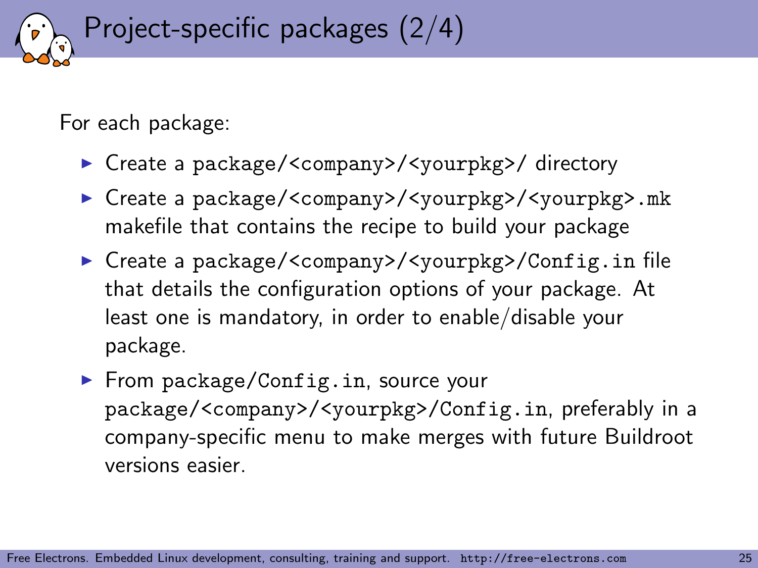# Project-specific packages (2/4)

For each package:

- Create a `package/<company>/<yourpkg>/` directory
- Create a `package/<company>/<yourpkg>/<yourpkg>.mk` makefile that contains the recipe to build your package
- Create a `package/<company>/<yourpkg>/Config.in` file that details the configuration options of your package. At least one is mandatory, in order to enable/disable your package.
- From `package/Config.in`, source your `package/<company>/<yourpkg>/Config.in`, preferably in a company-specific menu to make merges with future Buildroot versions easier.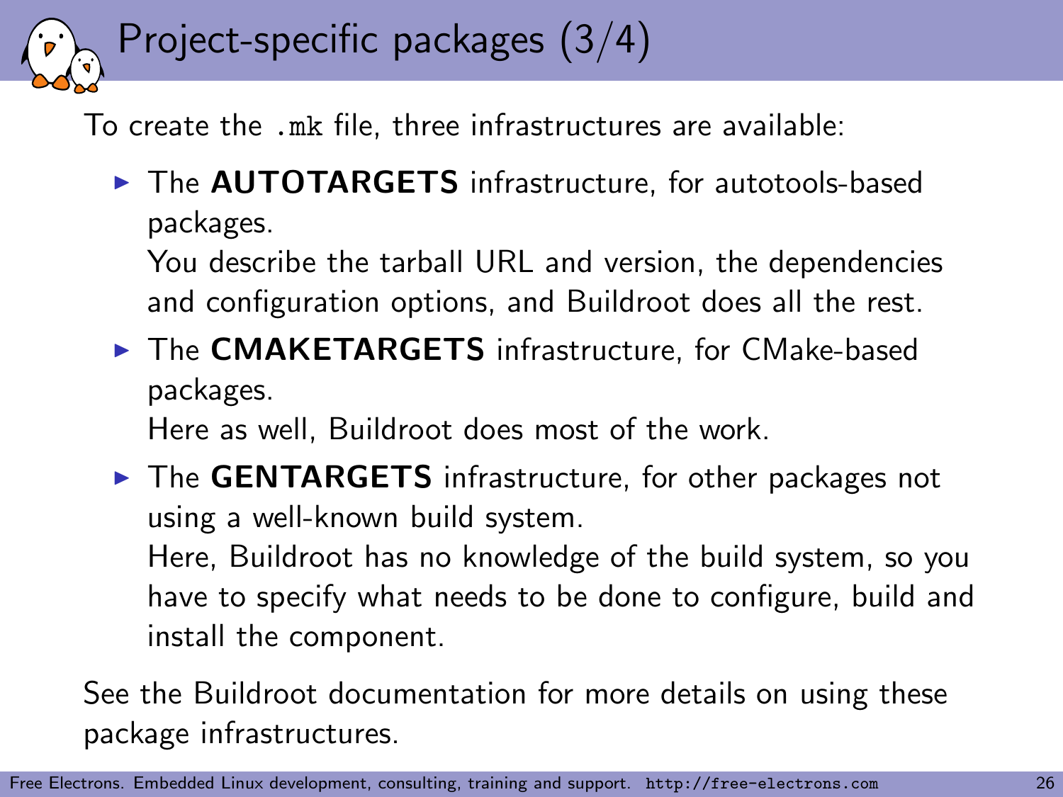# Project-specific packages (3/4)

To create the `.mk` file, three infrastructures are available:

- The **AUTOTARGETS** infrastructure, for autotools-based packages.
  You describe the tarball URL and version, the dependencies and configuration options, and Buildroot does all the rest.
- The **CMAKETARGETS** infrastructure, for CMake-based packages.
  Here as well, Buildroot does most of the work.
- The **GENTARGETS** infrastructure, for other packages not using a well-known build system.
  Here, Buildroot has no knowledge of the build system, so you have to specify what needs to be done to configure, build and install the component.

See the Buildroot documentation for more details on using these package infrastructures.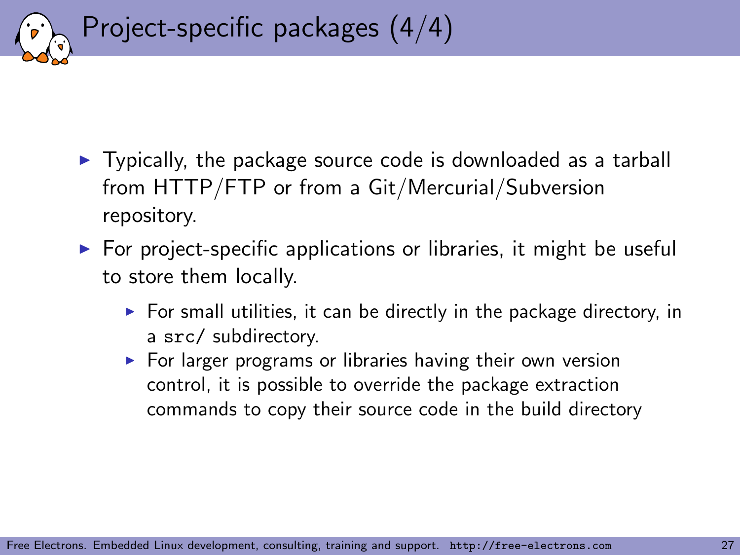# Project-specific packages (4/4)

- Typically, the package source code is downloaded as a tarball from HTTP/FTP or from a Git/Mercurial/Subversion repository.
- For project-specific applications or libraries, it might be useful to store them locally.
  - For small utilities, it can be directly in the package directory, in a `src/` subdirectory.
  - For larger programs or libraries having their own version control, it is possible to override the package extraction commands to copy their source code in the build directory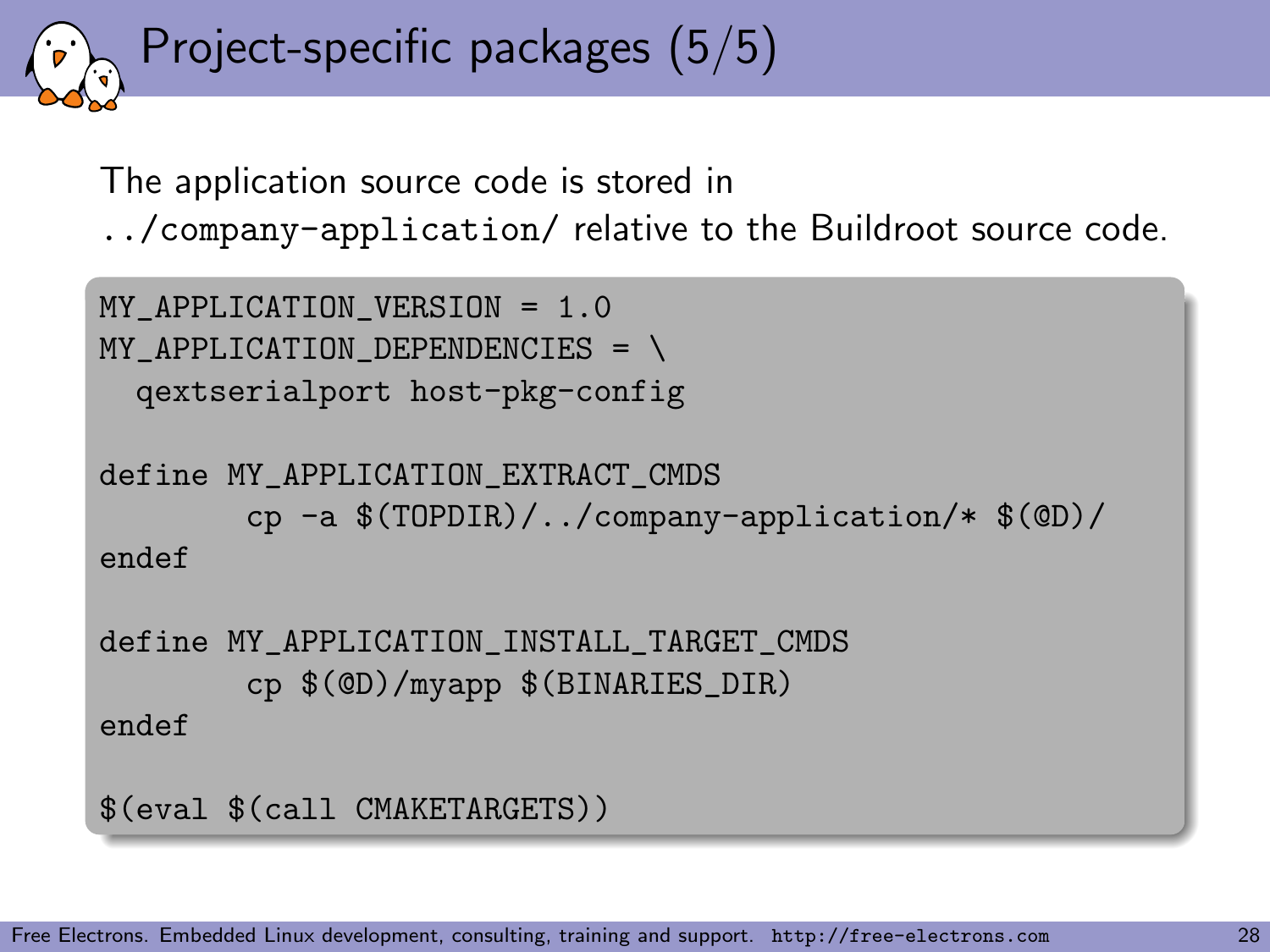# Project-specific packages (5/5)

The application source code is stored in `../company-application/` relative to the Buildroot source code.

```
MY_APPLICATION_VERSION = 1.0
MY_APPLICATION_DEPENDENCIES = \
  qextserialport host-pkg-config

define MY_APPLICATION_EXTRACT_CMDS
        cp -a $(TOPDIR)/../company-application/* $(@D)/
endef

define MY_APPLICATION_INSTALL_TARGET_CMDS
        cp $(@D)/myapp $(BINARIES_DIR)
endef

$(eval $(call CMAKETARGETS))
```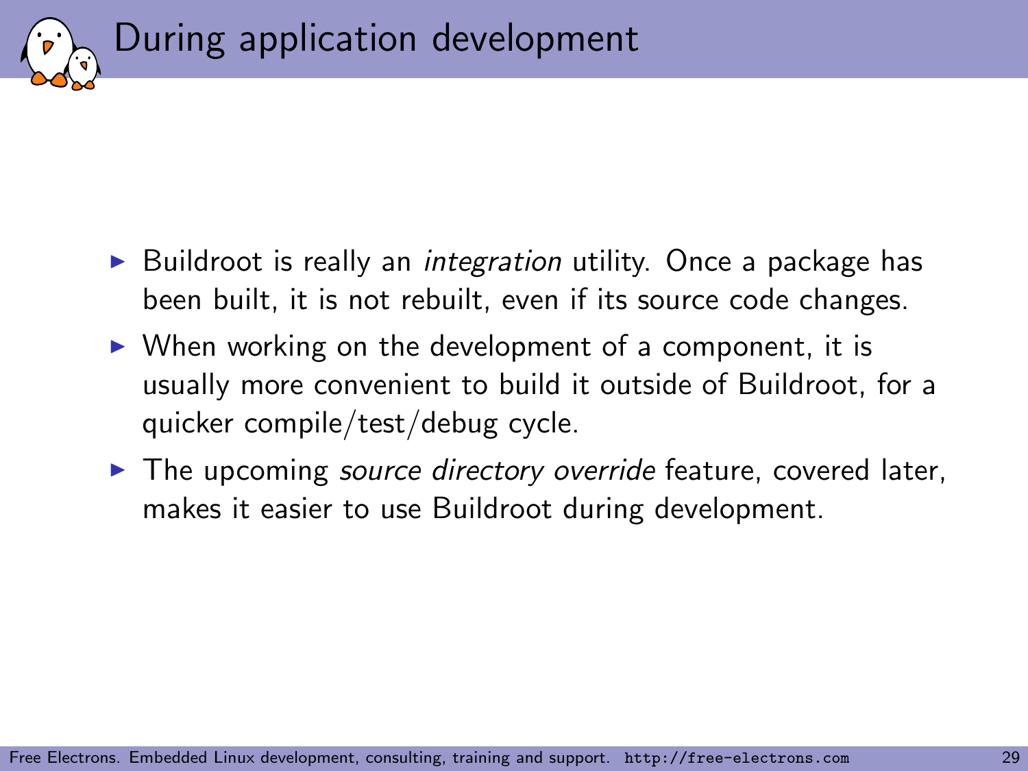# During application development

- Buildroot is really an *integration* utility. Once a package has been built, it is not rebuilt, even if its source code changes.
- When working on the development of a component, it is usually more convenient to build it outside of Buildroot, for a quicker compile/test/debug cycle.
- The upcoming *source directory override* feature, covered later, makes it easier to use Buildroot during development.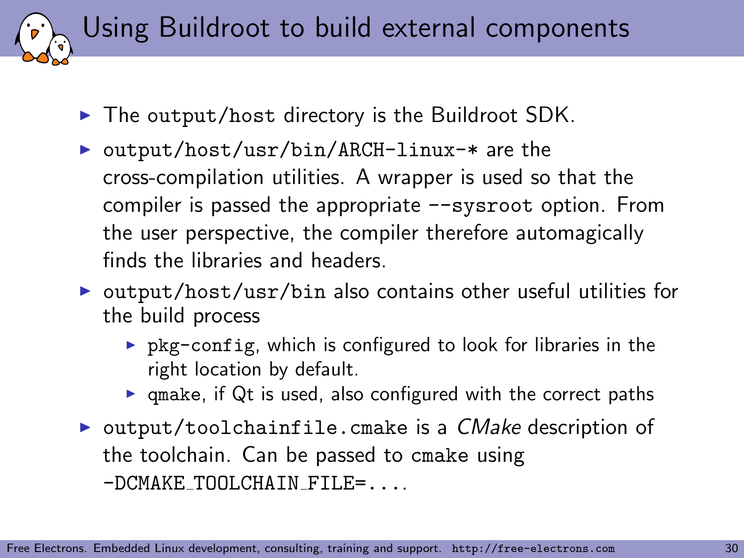# Using Buildroot to build external components

- The `output/host` directory is the Buildroot SDK.
- `output/host/usr/bin/ARCH-linux-*` are the cross-compilation utilities. A wrapper is used so that the compiler is passed the appropriate `--sysroot` option. From the user perspective, the compiler therefore automagically finds the libraries and headers.
- `output/host/usr/bin` also contains other useful utilities for the build process
  - `pkg-config`, which is configured to look for libraries in the right location by default.
  - `qmake`, if Qt is used, also configured with the correct paths
- `output/toolchainfile.cmake` is a *CMake* description of the toolchain. Can be passed to `cmake` using `-DCMAKE_TOOLCHAIN_FILE=....`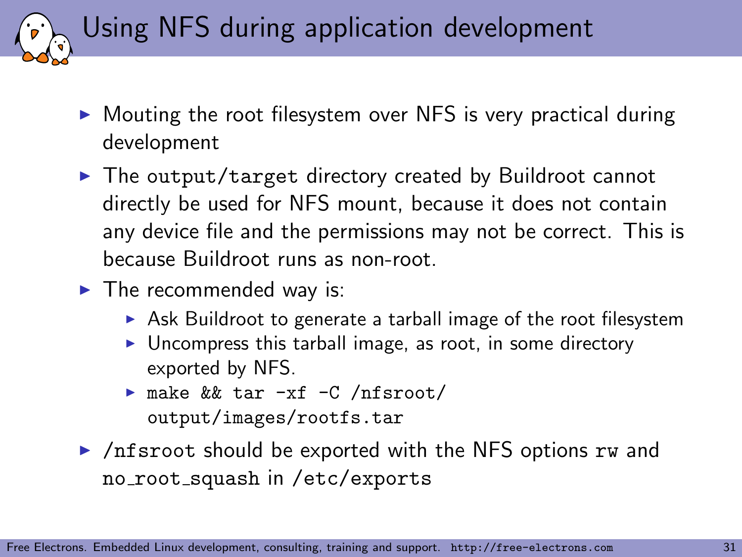# Using NFS during application development

- Mouting the root filesystem over NFS is very practical during development
- The `output/target` directory created by Buildroot cannot directly be used for NFS mount, because it does not contain any device file and the permissions may not be correct. This is because Buildroot runs as non-root.
- The recommended way is:
  - Ask Buildroot to generate a tarball image of the root filesystem
  - Uncompress this tarball image, as root, in some directory exported by NFS.
  - `make && tar -xf -C /nfsroot/ output/images/rootfs.tar`
- `/nfsroot` should be exported with the NFS options `rw` and `no_root_squash` in `/etc/exports`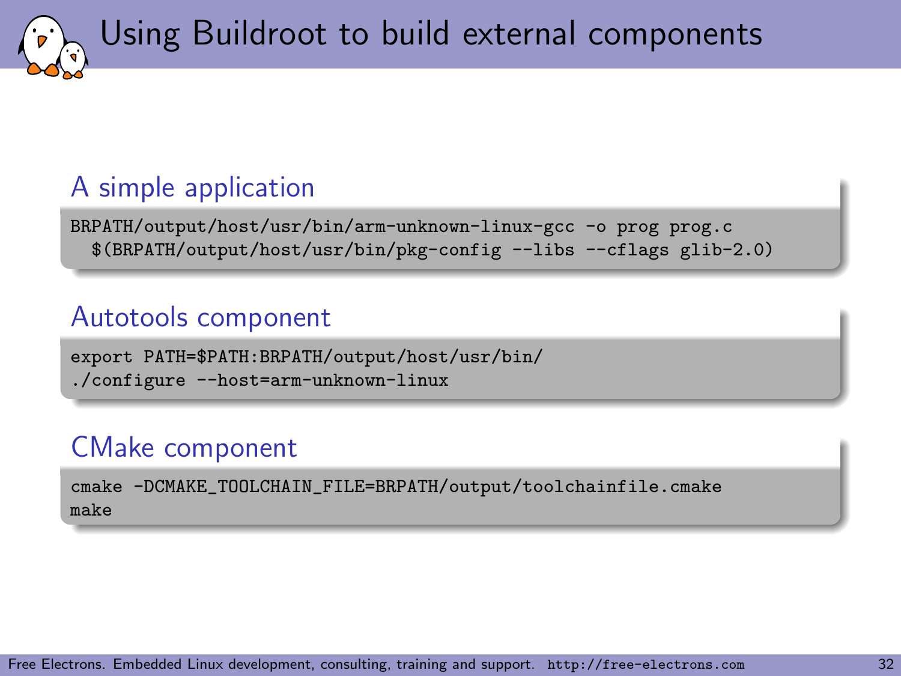# Using Buildroot to build external components

## A simple application

```
BRPATH/output/host/usr/bin/arm-unknown-linux-gcc -o prog prog.c
  $(BRPATH/output/host/usr/bin/pkg-config --libs --cflags glib-2.0)
```

## Autotools component

```
export PATH=$PATH:BRPATH/output/host/usr/bin/
./configure --host=arm-unknown-linux
```

## CMake component

```
cmake -DCMAKE_TOOLCHAIN_FILE=BRPATH/output/toolchainfile.cmake
make
```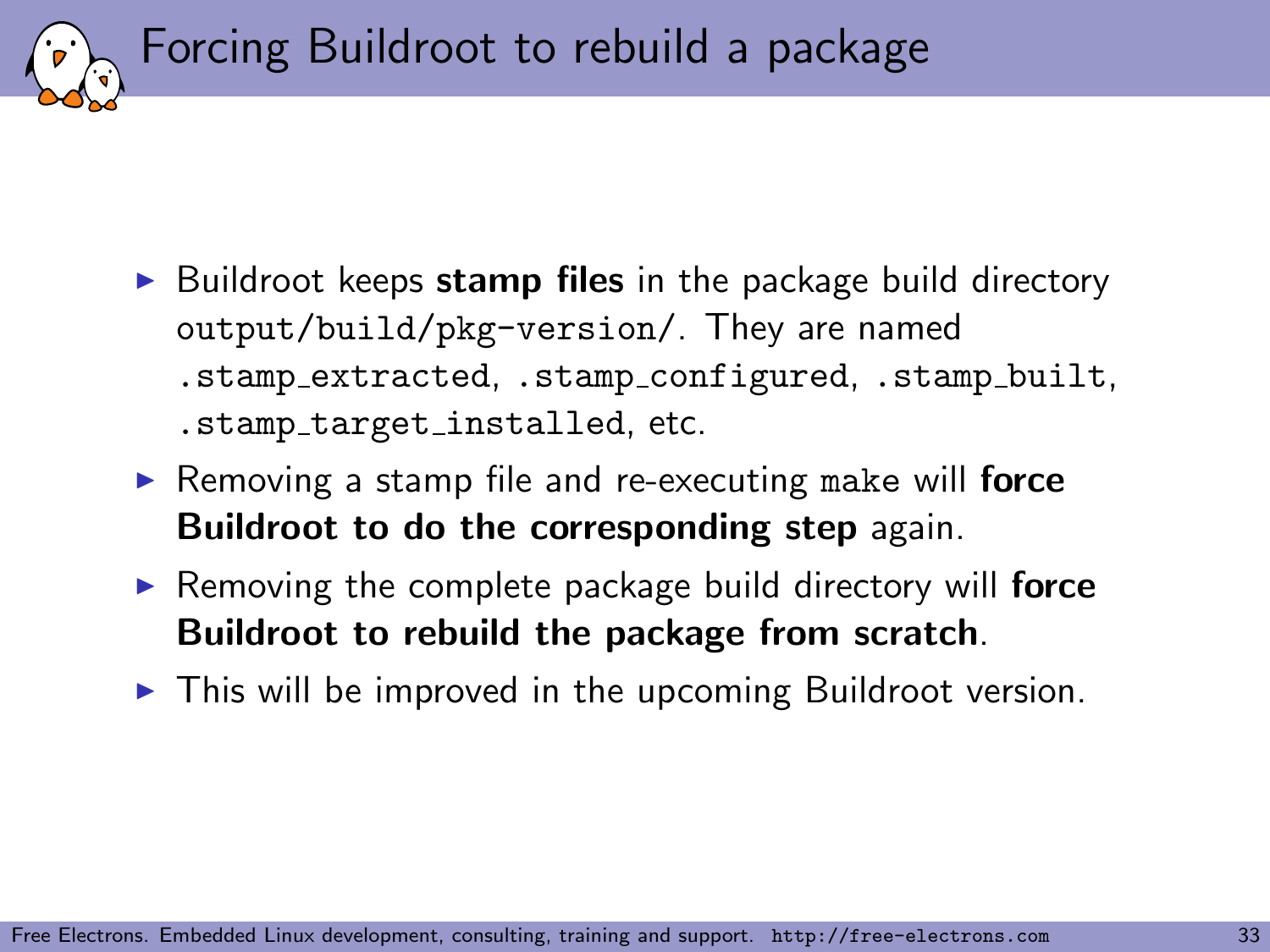# Forcing Buildroot to rebuild a package

- Buildroot keeps **stamp files** in the package build directory `output/build/pkg-version/`. They are named `.stamp_extracted`, `.stamp_configured`, `.stamp_built`, `.stamp_target_installed`, etc.
- Removing a stamp file and re-executing `make` will **force Buildroot to do the corresponding step** again.
- Removing the complete package build directory will **force Buildroot to rebuild the package from scratch**.
- This will be improved in the upcoming Buildroot version.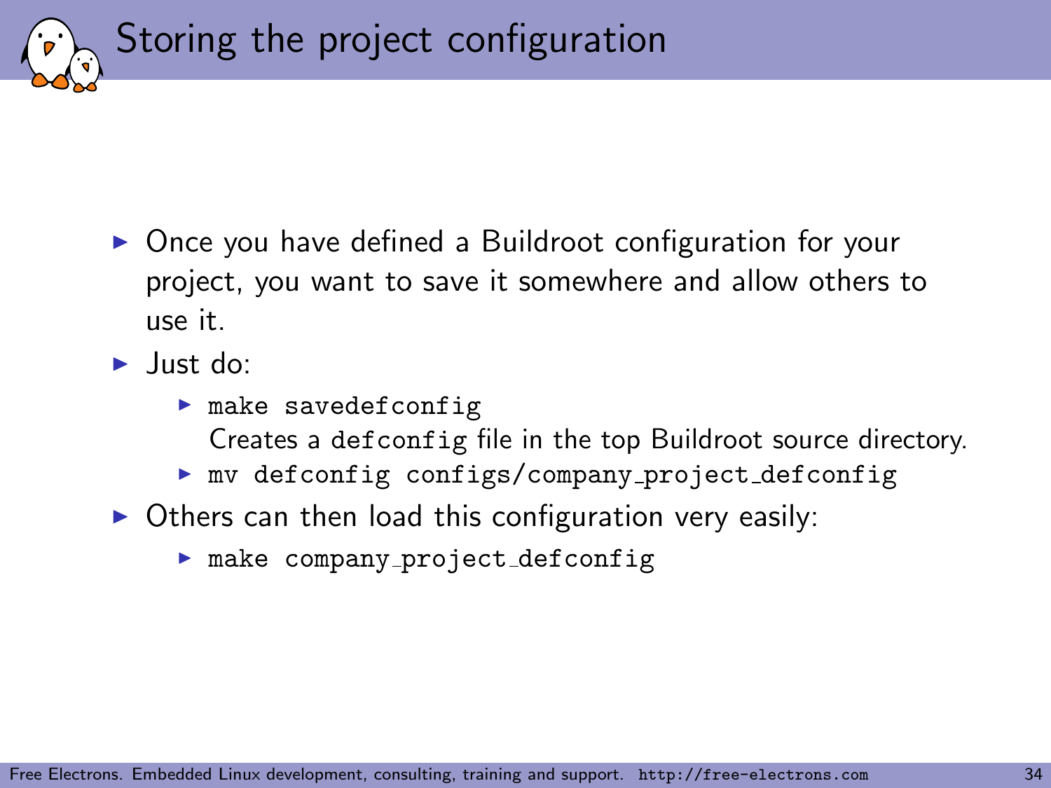# Storing the project configuration

- Once you have defined a Buildroot configuration for your project, you want to save it somewhere and allow others to use it.
- Just do:
  - `make savedefconfig`
    Creates a `defconfig` file in the top Buildroot source directory.
  - `mv defconfig configs/company_project_defconfig`
- Others can then load this configuration very easily:
  - `make company_project_defconfig`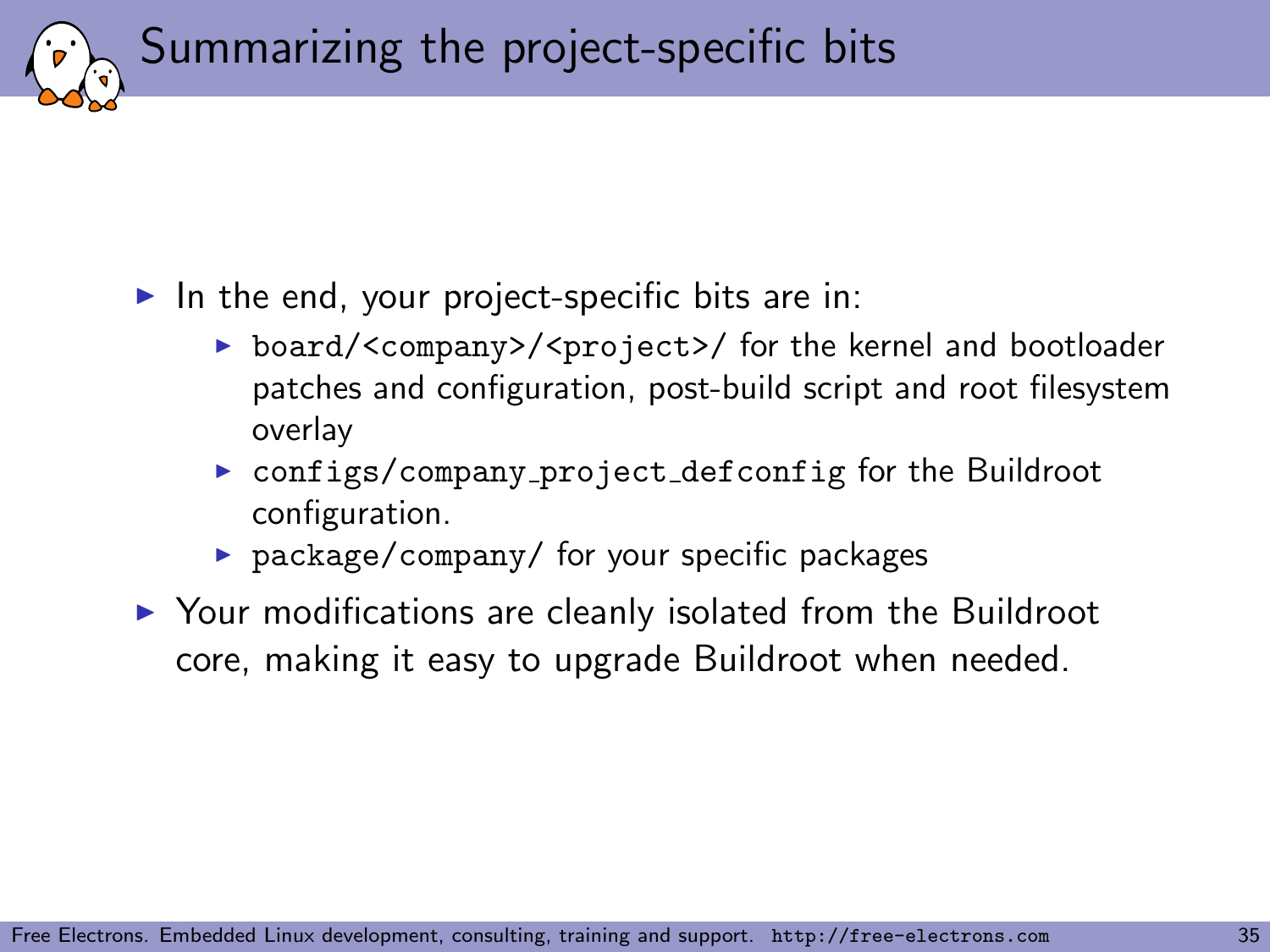# Summarizing the project-specific bits

- In the end, your project-specific bits are in:
  - `board/<company>/<project>/` for the kernel and bootloader patches and configuration, post-build script and root filesystem overlay
  - `configs/company_project_defconfig` for the Buildroot configuration.
  - `package/company/` for your specific packages
- Your modifications are cleanly isolated from the Buildroot core, making it easy to upgrade Buildroot when needed.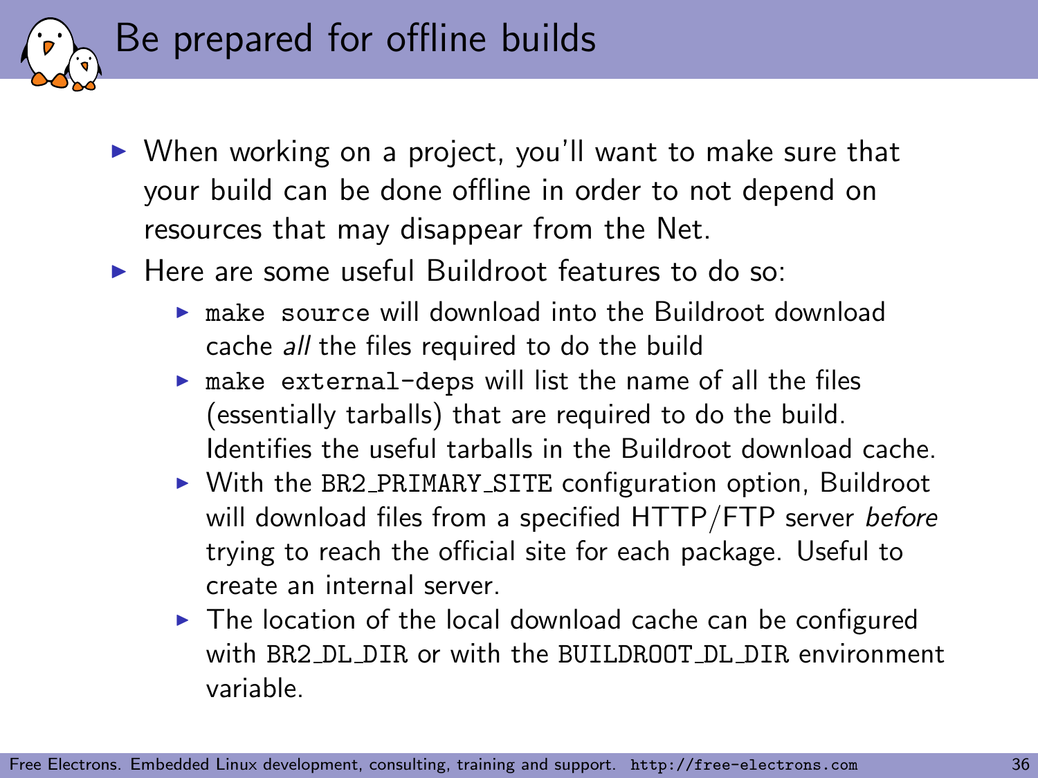# Be prepared for offline builds

- When working on a project, you'll want to make sure that your build can be done offline in order to not depend on resources that may disappear from the Net.
- Here are some useful Buildroot features to do so:
  - `make source` will download into the Buildroot download cache *all* the files required to do the build
  - `make external-deps` will list the name of all the files (essentially tarballs) that are required to do the build. Identifies the useful tarballs in the Buildroot download cache.
  - With the `BR2_PRIMARY_SITE` configuration option, Buildroot will download files from a specified HTTP/FTP server *before* trying to reach the official site for each package. Useful to create an internal server.
  - The location of the local download cache can be configured with `BR2_DL_DIR` or with the `BUILDROOT_DL_DIR` environment variable.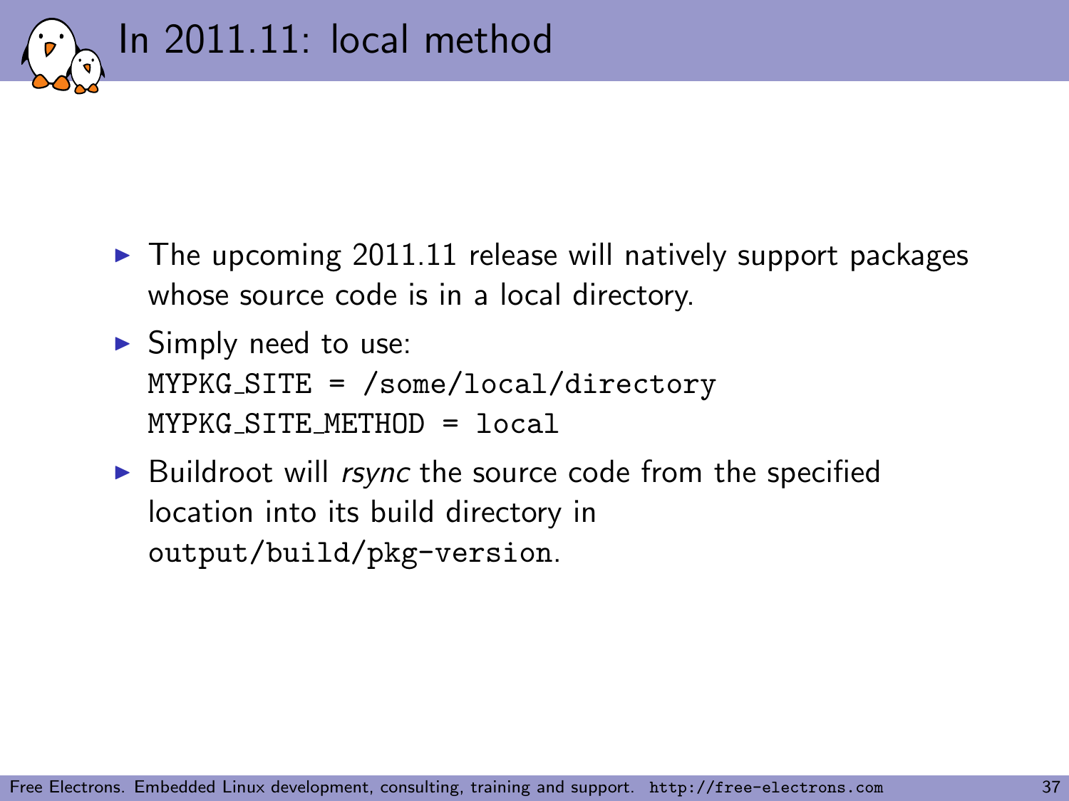# In 2011.11: local method

- The upcoming 2011.11 release will natively support packages whose source code is in a local directory.
- Simply need to use:

```
MYPKG_SITE = /some/local/directory
MYPKG_SITE_METHOD = local
```

- Buildroot will *rsync* the source code from the specified location into its build directory in `output/build/pkg-version`.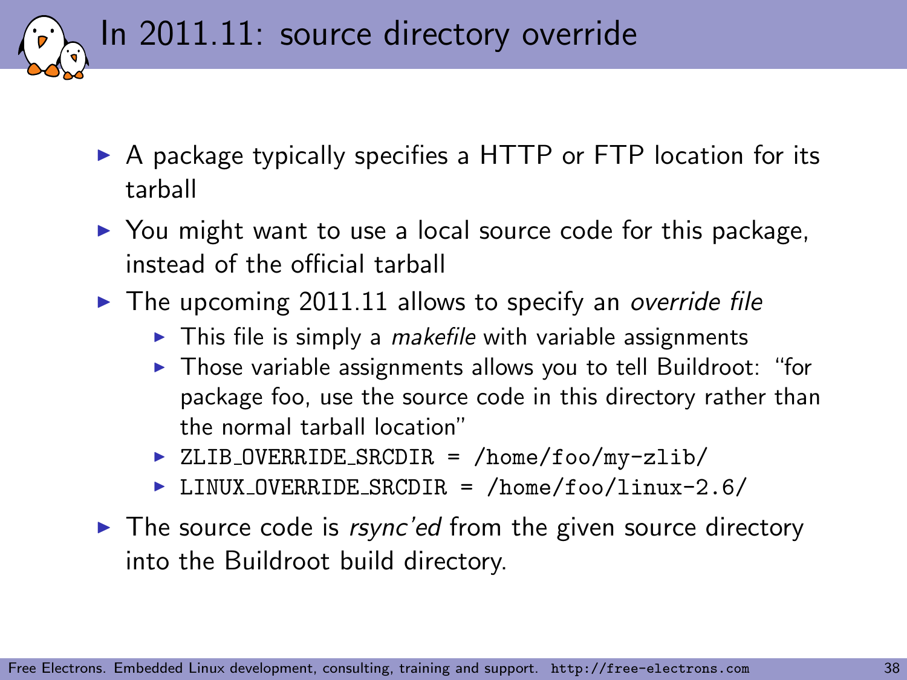# In 2011.11: source directory override

- A package typically specifies a HTTP or FTP location for its tarball
- You might want to use a local source code for this package, instead of the official tarball
- The upcoming 2011.11 allows to specify an *override file*
  - This file is simply a *makefile* with variable assignments
  - Those variable assignments allows you to tell Buildroot: "for package foo, use the source code in this directory rather than the normal tarball location"
  - `ZLIB_OVERRIDE_SRCDIR = /home/foo/my-zlib/`
  - `LINUX_OVERRIDE_SRCDIR = /home/foo/linux-2.6/`
- The source code is *rsync'ed* from the given source directory into the Buildroot build directory.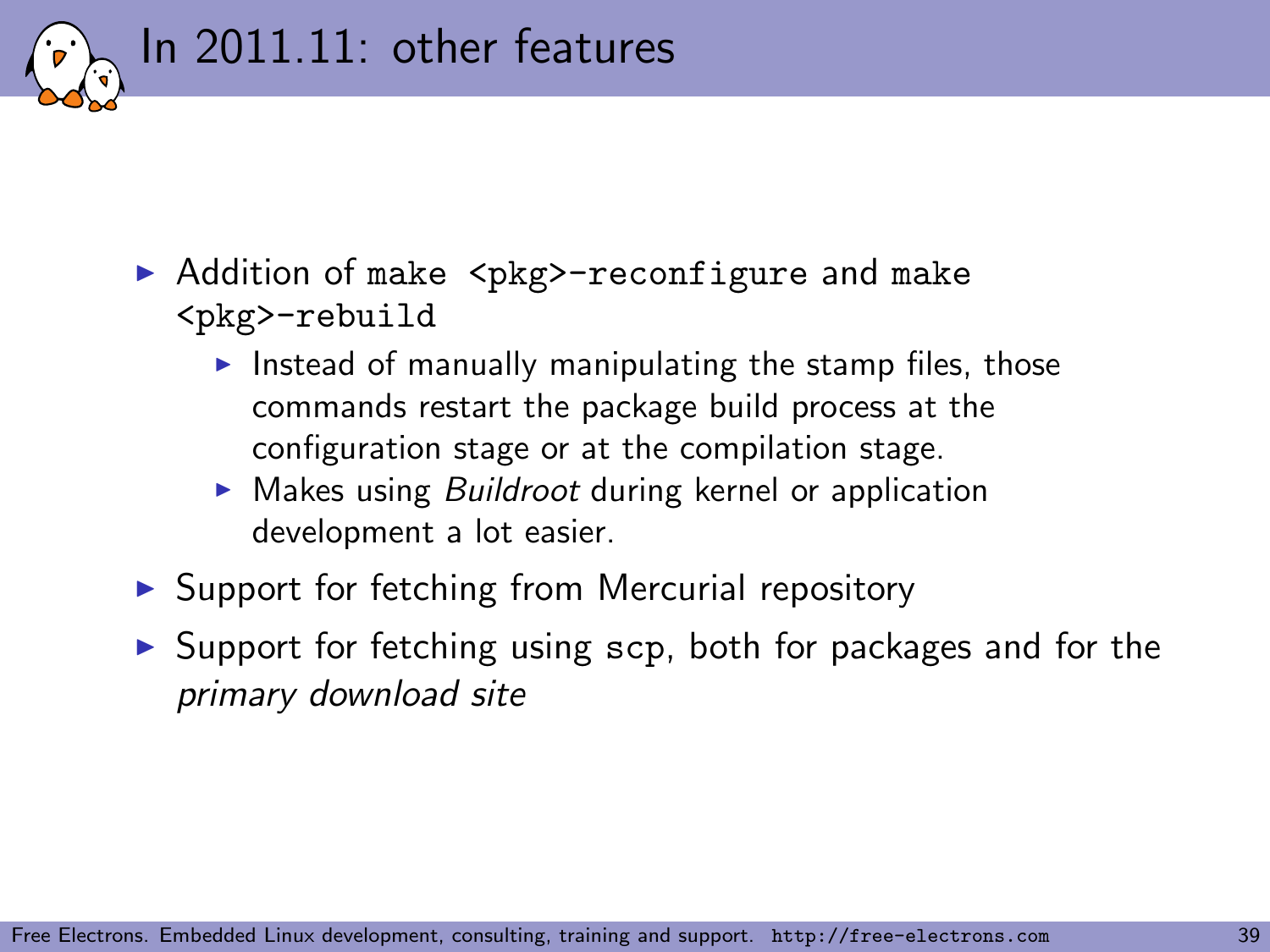# In 2011.11: other features

- Addition of `make <pkg>-reconfigure` and `make <pkg>-rebuild`
  - Instead of manually manipulating the stamp files, those commands restart the package build process at the configuration stage or at the compilation stage.
  - Makes using *Buildroot* during kernel or application development a lot easier.
- Support for fetching from Mercurial repository
- Support for fetching using `scp`, both for packages and for the *primary download site*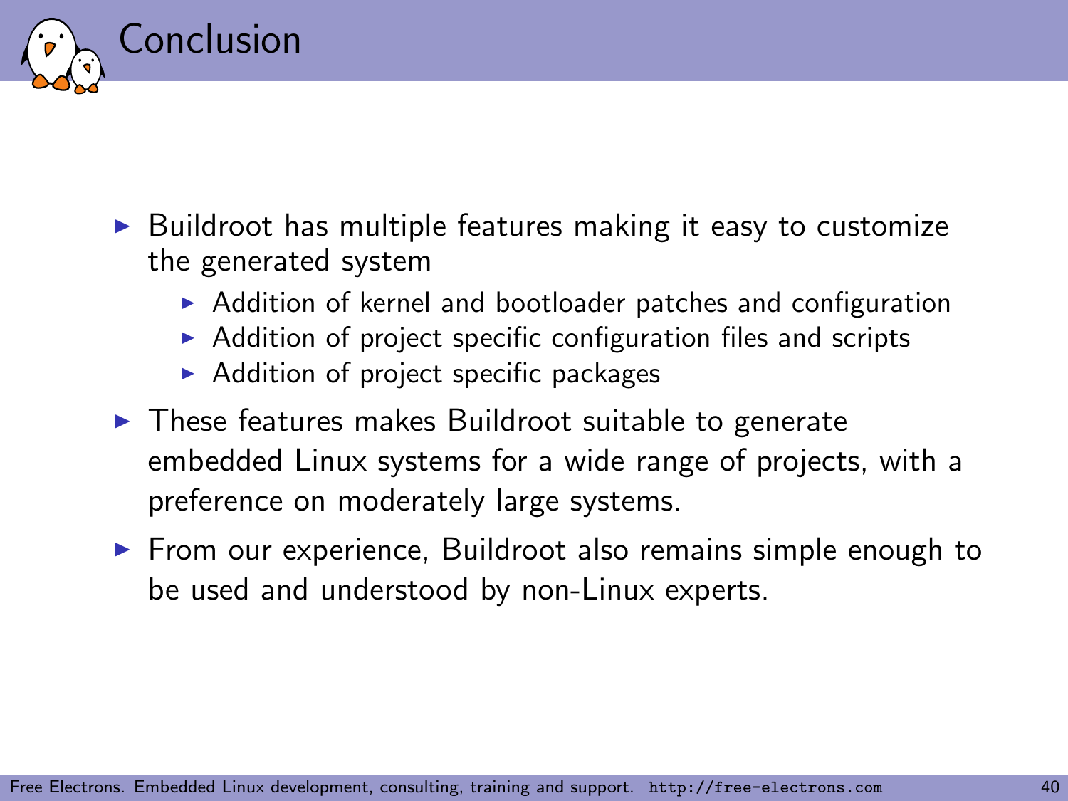# Conclusion

- Buildroot has multiple features making it easy to customize the generated system
  - Addition of kernel and bootloader patches and configuration
  - Addition of project specific configuration files and scripts
  - Addition of project specific packages
- These features makes Buildroot suitable to generate embedded Linux systems for a wide range of projects, with a preference on moderately large systems.
- From our experience, Buildroot also remains simple enough to be used and understood by non-Linux experts.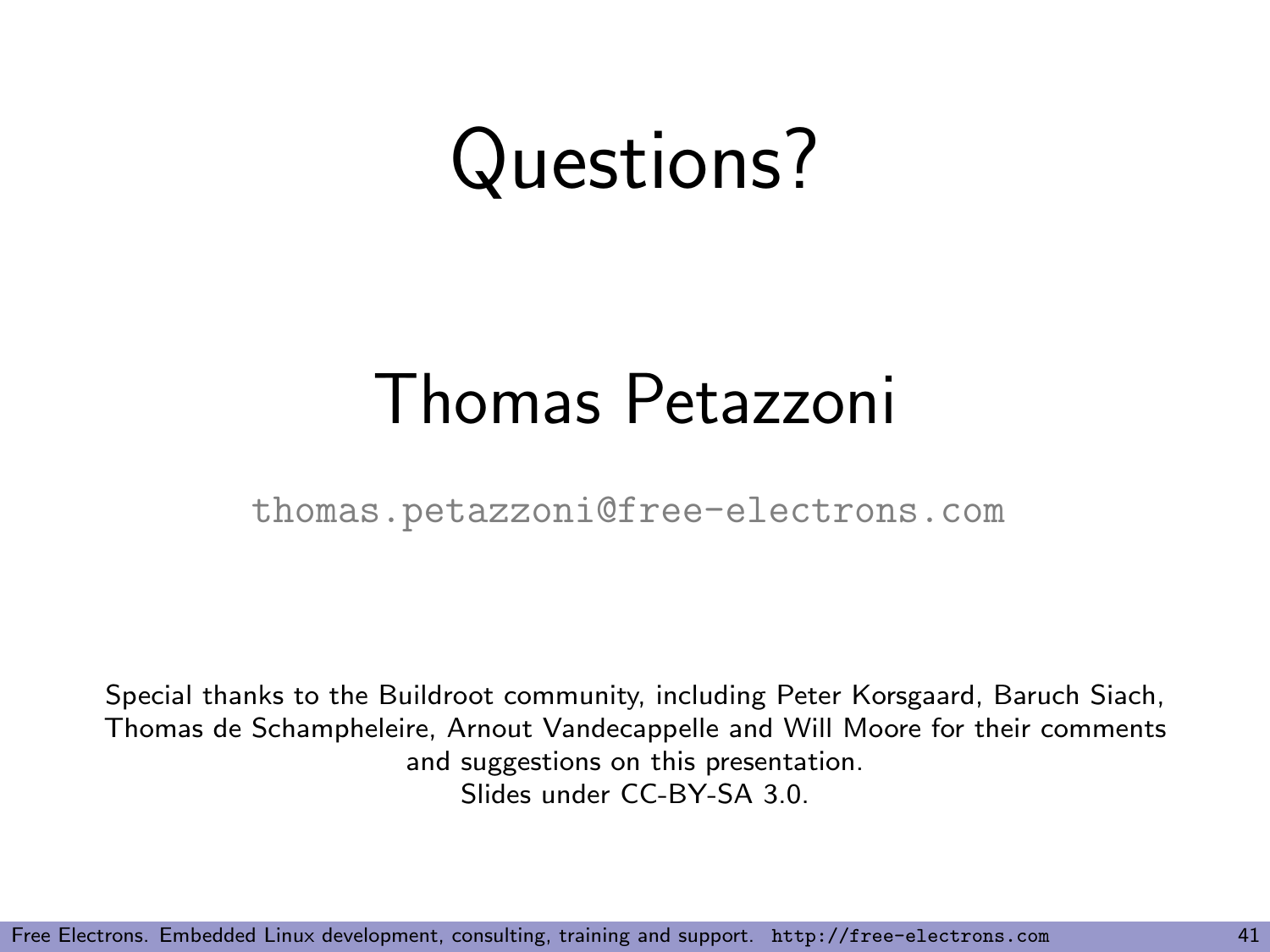# Questions?

## Thomas Petazzoni

thomas.petazzoni@free-electrons.com

Special thanks to the Buildroot community, including Peter Korsgaard, Baruch Siach, Thomas de Schampheleire, Arnout Vandecappelle and Will Moore for their comments and suggestions on this presentation.
Slides under CC-BY-SA 3.0.